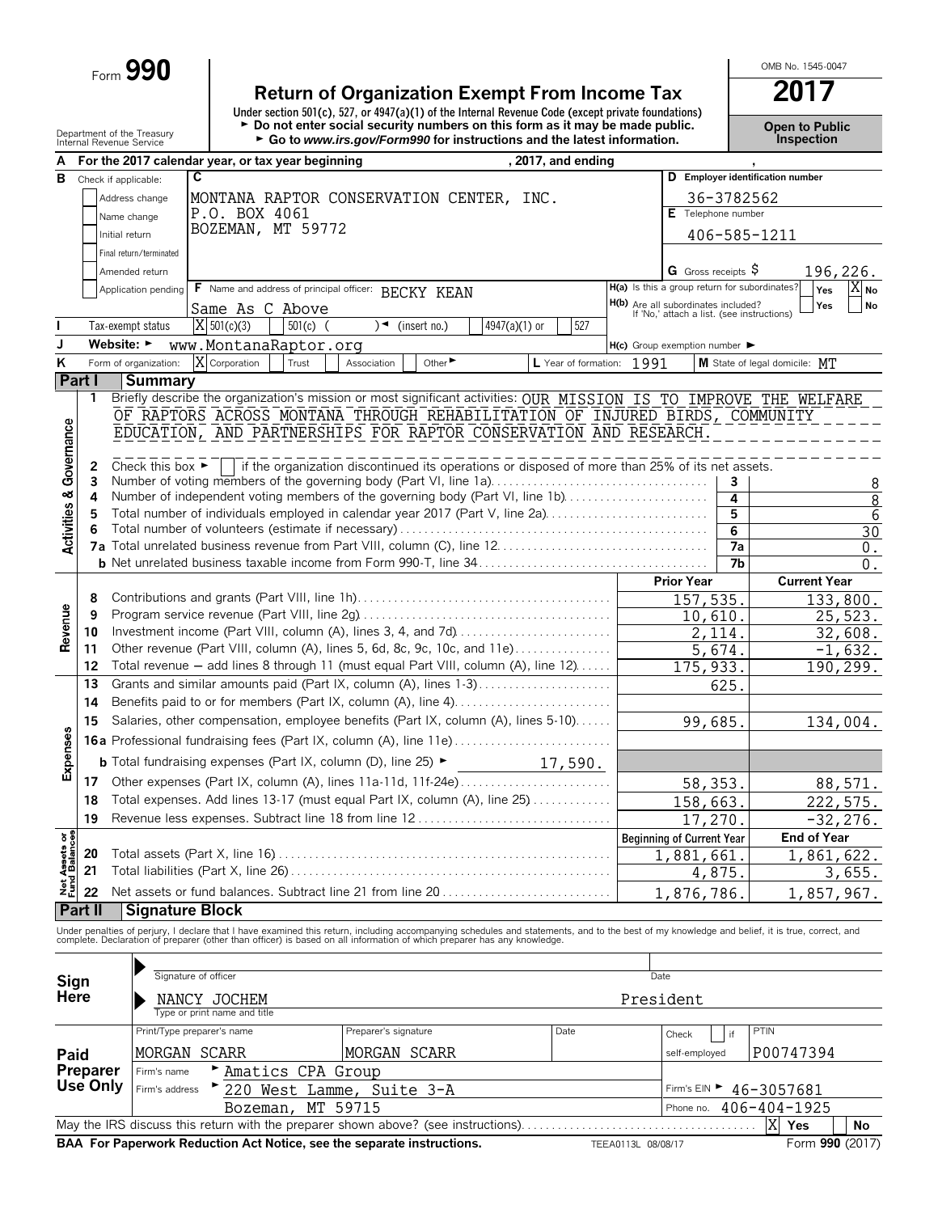Form **990**

# Return of Organization Exempt From Income Tax

**2017**

Under section 501(c), 527, or 4947(a)(1) of the Internal Revenue Code (except private foundations)

► Do not enter social security numbers on this form as it may be made public.

► Go to *www.irs.gov/Form990* for instructions and the latest information.

OMB No. 1545-0047

**Open to Public Inspection**

Department of the Treasury
Internal Revenue Service

**A** For the 2017 calendar year, or tax year beginning , 2017, and ending ,

**B** Check if applicable:
- [ ] Address change
- [ ] Name change
- [ ] Initial return
- [ ] Final return/terminated
- [ ] Amended return
- [ ] Application pending

**C** MONTANA RAPTOR CONSERVATION CENTER, INC.
P.O. BOX 4061
BOZEMAN, MT 59772

**D** Employer identification number: 36-3782562

**E** Telephone number: 406-585-1211

**G** Gross receipts $ 196,226.

**F** Name and address of principal officer: BECKY KEAN
Same As C Above

**H(a)** Is this a group return for subordinates? Yes [ ] No [X]

**H(b)** Are all subordinates included? Yes [ ] No [ ]
If 'No,' attach a list. (see instructions)

**I** Tax-exempt status: [X] 501(c)(3) [ ] 501(c) ( ) ◄ (insert no.) [ ] 4947(a)(1) or [ ] 527

**J** Website: ► www.MontanaRaptor.org

**H(c)** Group exemption number ►

**K** Form of organization: [X] Corporation [ ] Trust [ ] Association [ ] Other ►

**L** Year of formation: 1991

**M** State of legal domicile: MT

## Part I Summary

### Activities & Governance

1. Briefly describe the organization's mission or most significant activities: OUR MISSION IS TO IMPROVE THE WELFARE OF RAPTORS ACROSS MONTANA THROUGH REHABILITATION OF INJURED BIRDS, COMMUNITY EDUCATION, AND PARTNERSHIPS FOR RAPTOR CONSERVATION AND RESEARCH.

2. Check this box ► [ ] if the organization discontinued its operations or disposed of more than 25% of its net assets.

| Line | Description | No. | Value |
|---|---|---|---|
| 3 | Number of voting members of the governing body (Part VI, line 1a) | 3 | 8 |
| 4 | Number of independent voting members of the governing body (Part VI, line 1b) | 4 | 8 |
| 5 | Total number of individuals employed in calendar year 2017 (Part V, line 2a) | 5 | 6 |
| 6 | Total number of volunteers (estimate if necessary) | 6 | 30 |
| 7a | Total unrelated business revenue from Part VIII, column (C), line 12 | 7a | 0. |
| b | Net unrelated business taxable income from Form 990-T, line 34 | 7b | 0. |

### Revenue

| Line | Description | Prior Year | Current Year |
|---|---|---|---|
| 8 | Contributions and grants (Part VIII, line 1h) | 157,535. | 133,800. |
| 9 | Program service revenue (Part VIII, line 2g) | 10,610. | 25,523. |
| 10 | Investment income (Part VIII, column (A), lines 3, 4, and 7d) | 2,114. | 32,608. |
| 11 | Other revenue (Part VIII, column (A), lines 5, 6d, 8c, 9c, 10c, and 11e) | 5,674. | -1,632. |
| 12 | Total revenue – add lines 8 through 11 (must equal Part VIII, column (A), line 12) | 175,933. | 190,299. |

### Expenses

| Line | Description | Prior Year | Current Year |
|---|---|---|---|
| 13 | Grants and similar amounts paid (Part IX, column (A), lines 1-3) | 625. | |
| 14 | Benefits paid to or for members (Part IX, column (A), line 4) | | |
| 15 | Salaries, other compensation, employee benefits (Part IX, column (A), lines 5-10) | 99,685. | 134,004. |
| 16a | Professional fundraising fees (Part IX, column (A), line 11e) | | |
| b | Total fundraising expenses (Part IX, column (D), line 25) ► 17,590. | | |
| 17 | Other expenses (Part IX, column (A), lines 11a-11d, 11f-24e) | 58,353. | 88,571. |
| 18 | Total expenses. Add lines 13-17 (must equal Part IX, column (A), line 25) | 158,663. | 222,575. |
| 19 | Revenue less expenses. Subtract line 18 from line 12 | 17,270. | -32,276. |

### Net Assets or Fund Balances

| Line | Description | Beginning of Current Year | End of Year |
|---|---|---|---|
| 20 | Total assets (Part X, line 16) | 1,881,661. | 1,861,622. |
| 21 | Total liabilities (Part X, line 26) | 4,875. | 3,655. |
| 22 | Net assets or fund balances. Subtract line 21 from line 20 | 1,876,786. | 1,857,967. |

## Part II Signature Block

Under penalties of perjury, I declare that I have examined this return, including accompanying schedules and statements, and to the best of my knowledge and belief, it is true, correct, and complete. Declaration of preparer (other than officer) is based on all information of which preparer has any knowledge.

**Sign Here**

Signature of officer | Date

NANCY JOCHEM — President
Type or print name and title

**Paid Preparer Use Only**

| Print/Type preparer's name | Preparer's signature | Date | Check [ ] if self-employed | PTIN |
|---|---|---|---|---|
| MORGAN SCARR | MORGAN SCARR | | | P00747394 |

Firm's name ► Amatics CPA Group

Firm's address ► 220 West Lamme, Suite 3-A
Bozeman, MT 59715

Firm's EIN ► 46-3057681

Phone no. 406-404-1925

May the IRS discuss this return with the preparer shown above? (see instructions) [X] Yes [ ] No

**BAA For Paperwork Reduction Act Notice, see the separate instructions.** TEEA0113L 08/08/17 Form **990** (2017)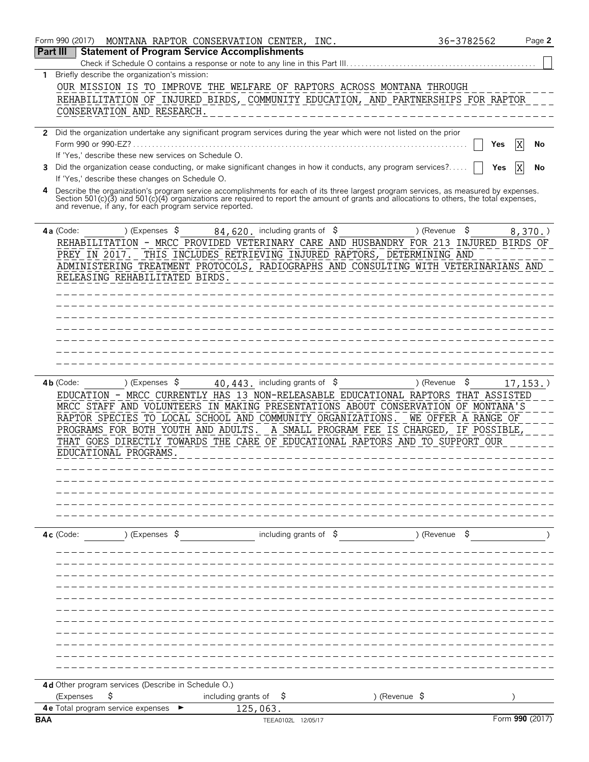Form 990 (2017) MONTANA RAPTOR CONSERVATION CENTER, INC. 36-3782562 Page 2

## Part III Statement of Program Service Accomplishments

Check if Schedule O contains a response or note to any line in this Part III. . . . . . . . . . ☐

**1** Briefly describe the organization's mission:

OUR MISSION IS TO IMPROVE THE WELFARE OF RAPTORS ACROSS MONTANA THROUGH REHABILITATION OF INJURED BIRDS, COMMUNITY EDUCATION, AND PARTNERSHIPS FOR RAPTOR CONSERVATION AND RESEARCH.

**2** Did the organization undertake any significant program services during the year which were not listed on the prior Form 990 or 990-EZ? . . . . . . . . ☐ Yes ☒ No

If 'Yes,' describe these new services on Schedule O.

**3** Did the organization cease conducting, or make significant changes in how it conducts, any program services? . . . . ☐ Yes ☒ No

If 'Yes,' describe these changes on Schedule O.

**4** Describe the organization's program service accomplishments for each of its three largest program services, as measured by expenses. Section 501(c)(3) and 501(c)(4) organizations are required to report the amount of grants and allocations to others, the total expenses, and revenue, if any, for each program service reported.

**4a** (Code: ) (Expenses $ 84,620. including grants of $ ) (Revenue $ 8,370.)

REHABILITATION - MRCC PROVIDED VETERINARY CARE AND HUSBANDRY FOR 213 INJURED BIRDS OF PREY IN 2017. THIS INCLUDES RETRIEVING INJURED RAPTORS, DETERMINING AND ADMINISTERING TREATMENT PROTOCOLS, RADIOGRAPHS AND CONSULTING WITH VETERINARIANS AND RELEASING REHABILITATED BIRDS.

**4b** (Code: ) (Expenses $ 40,443. including grants of $ ) (Revenue $ 17,153.)

EDUCATION - MRCC CURRENTLY HAS 13 NON-RELEASABLE EDUCATIONAL RAPTORS THAT ASSISTED MRCC STAFF AND VOLUNTEERS IN MAKING PRESENTATIONS ABOUT CONSERVATION OF MONTANA'S RAPTOR SPECIES TO LOCAL SCHOOL AND COMMUNITY ORGANIZATIONS. WE OFFER A RANGE OF PROGRAMS FOR BOTH YOUTH AND ADULTS. A SMALL PROGRAM FEE IS CHARGED, IF POSSIBLE, THAT GOES DIRECTLY TOWARDS THE CARE OF EDUCATIONAL RAPTORS AND TO SUPPORT OUR EDUCATIONAL PROGRAMS.

**4c** (Code: ) (Expenses $ including grants of $ ) (Revenue $ )

**4d** Other program services (Describe in Schedule O.)

(Expenses $ including grants of $ ) (Revenue $ )

**4e** Total program service expenses ► 125,063.

BAA TEEA0102L 12/05/17 Form **990** (2017)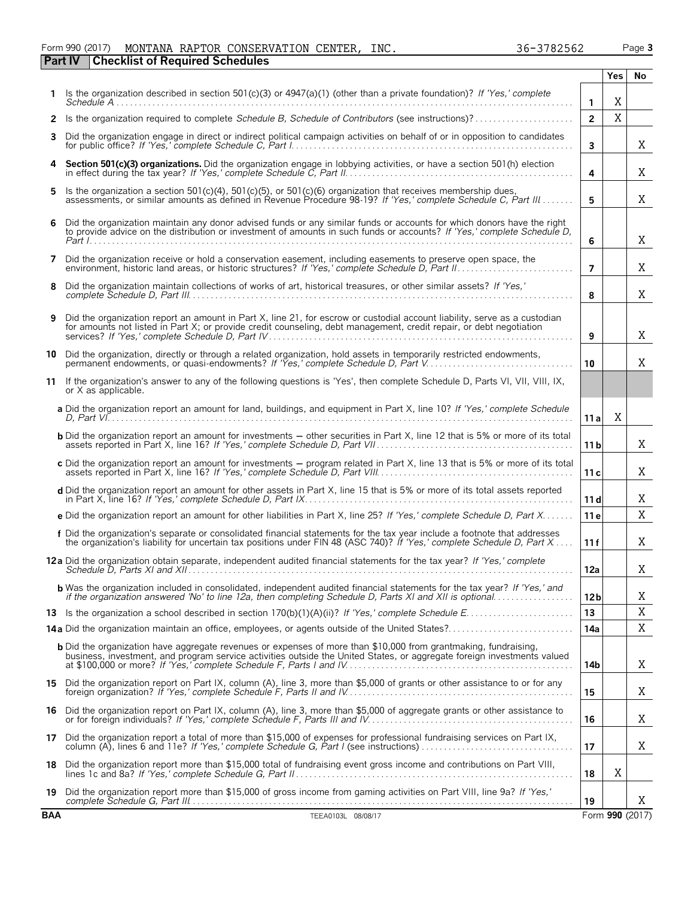Form 990 (2017) MONTANA RAPTOR CONSERVATION CENTER, INC. 36-3782562 Page **3**

## Part IV Checklist of Required Schedules

| | | | Yes | No |
|---|---|---|---|---|
| **1** | Is the organization described in section 501(c)(3) or 4947(a)(1) (other than a private foundation)? *If 'Yes,' complete Schedule A* | **1** | X | |
| **2** | Is the organization required to complete *Schedule B, Schedule of Contributors* (see instructions)? | **2** | X | |
| **3** | Did the organization engage in direct or indirect political campaign activities on behalf of or in opposition to candidates for public office? *If 'Yes,' complete Schedule C, Part I* | **3** | | X |
| **4** | **Section 501(c)(3) organizations.** Did the organization engage in lobbying activities, or have a section 501(h) election in effect during the tax year? *If 'Yes,' complete Schedule C, Part II* | **4** | | X |
| **5** | Is the organization a section 501(c)(4), 501(c)(5), or 501(c)(6) organization that receives membership dues, assessments, or similar amounts as defined in Revenue Procedure 98-19? *If 'Yes,' complete Schedule C, Part III* | **5** | | X |
| **6** | Did the organization maintain any donor advised funds or any similar funds or accounts for which donors have the right to provide advice on the distribution or investment of amounts in such funds or accounts? *If 'Yes,' complete Schedule D, Part I* | **6** | | X |
| **7** | Did the organization receive or hold a conservation easement, including easements to preserve open space, the environment, historic land areas, or historic structures? *If 'Yes,' complete Schedule D, Part II* | **7** | | X |
| **8** | Did the organization maintain collections of works of art, historical treasures, or other similar assets? *If 'Yes,' complete Schedule D, Part III* | **8** | | X |
| **9** | Did the organization report an amount in Part X, line 21, for escrow or custodial account liability, serve as a custodian for amounts not listed in Part X; or provide credit counseling, debt management, credit repair, or debt negotiation services? *If 'Yes,' complete Schedule D, Part IV* | **9** | | X |
| **10** | Did the organization, directly or through a related organization, hold assets in temporarily restricted endowments, permanent endowments, or quasi-endowments? *If 'Yes,' complete Schedule D, Part V* | **10** | | X |
| **11** | If the organization's answer to any of the following questions is 'Yes', then complete Schedule D, Parts VI, VII, VIII, IX, or X as applicable. | | | |
| | **a** Did the organization report an amount for land, buildings, and equipment in Part X, line 10? *If 'Yes,' complete Schedule D, Part VI* | **11a** | X | |
| | **b** Did the organization report an amount for investments — other securities in Part X, line 12 that is 5% or more of its total assets reported in Part X, line 16? *If 'Yes,' complete Schedule D, Part VII* | **11b** | | X |
| | **c** Did the organization report an amount for investments — program related in Part X, line 13 that is 5% or more of its total assets reported in Part X, line 16? *If 'Yes,' complete Schedule D, Part VIII* | **11c** | | X |
| | **d** Did the organization report an amount for other assets in Part X, line 15 that is 5% or more of its total assets reported in Part X, line 16? *If 'Yes,' complete Schedule D, Part IX* | **11d** | | X |
| | **e** Did the organization report an amount for other liabilities in Part X, line 25? *If 'Yes,' complete Schedule D, Part X* | **11e** | | X |
| | **f** Did the organization's separate or consolidated financial statements for the tax year include a footnote that addresses the organization's liability for uncertain tax positions under FIN 48 (ASC 740)? *If 'Yes,' complete Schedule D, Part X* | **11f** | | X |
| **12a** | Did the organization obtain separate, independent audited financial statements for the tax year? *If 'Yes,' complete Schedule D, Parts XI and XII* | **12a** | | X |
| | **b** Was the organization included in consolidated, independent audited financial statements for the tax year? *If 'Yes,' and if the organization answered 'No' to line 12a, then completing Schedule D, Parts XI and XII is optional* | **12b** | | X |
| **13** | Is the organization a school described in section 170(b)(1)(A)(ii)? *If 'Yes,' complete Schedule E* | **13** | | X |
| **14a** | Did the organization maintain an office, employees, or agents outside of the United States? | **14a** | | X |
| | **b** Did the organization have aggregate revenues or expenses of more than $10,000 from grantmaking, fundraising, business, investment, and program service activities outside the United States, or aggregate foreign investments valued at $100,000 or more? *If 'Yes,' complete Schedule F, Parts I and IV* | **14b** | | X |
| **15** | Did the organization report on Part IX, column (A), line 3, more than $5,000 of grants or other assistance to or for any foreign organization? *If 'Yes,' complete Schedule F, Parts II and IV* | **15** | | X |
| **16** | Did the organization report on Part IX, column (A), line 3, more than $5,000 of aggregate grants or other assistance to or for foreign individuals? *If 'Yes,' complete Schedule F, Parts III and IV* | **16** | | X |
| **17** | Did the organization report a total of more than $15,000 of expenses for professional fundraising services on Part IX, column (A), lines 6 and 11e? *If 'Yes,' complete Schedule G, Part I* (see instructions) | **17** | | X |
| **18** | Did the organization report more than $15,000 total of fundraising event gross income and contributions on Part VIII, lines 1c and 8a? *If 'Yes,' complete Schedule G, Part II* | **18** | X | |
| **19** | Did the organization report more than $15,000 of gross income from gaming activities on Part VIII, line 9a? *If 'Yes,' complete Schedule G, Part III* | **19** | | X |

BAA TEEA0103L 08/08/17 Form **990** (2017)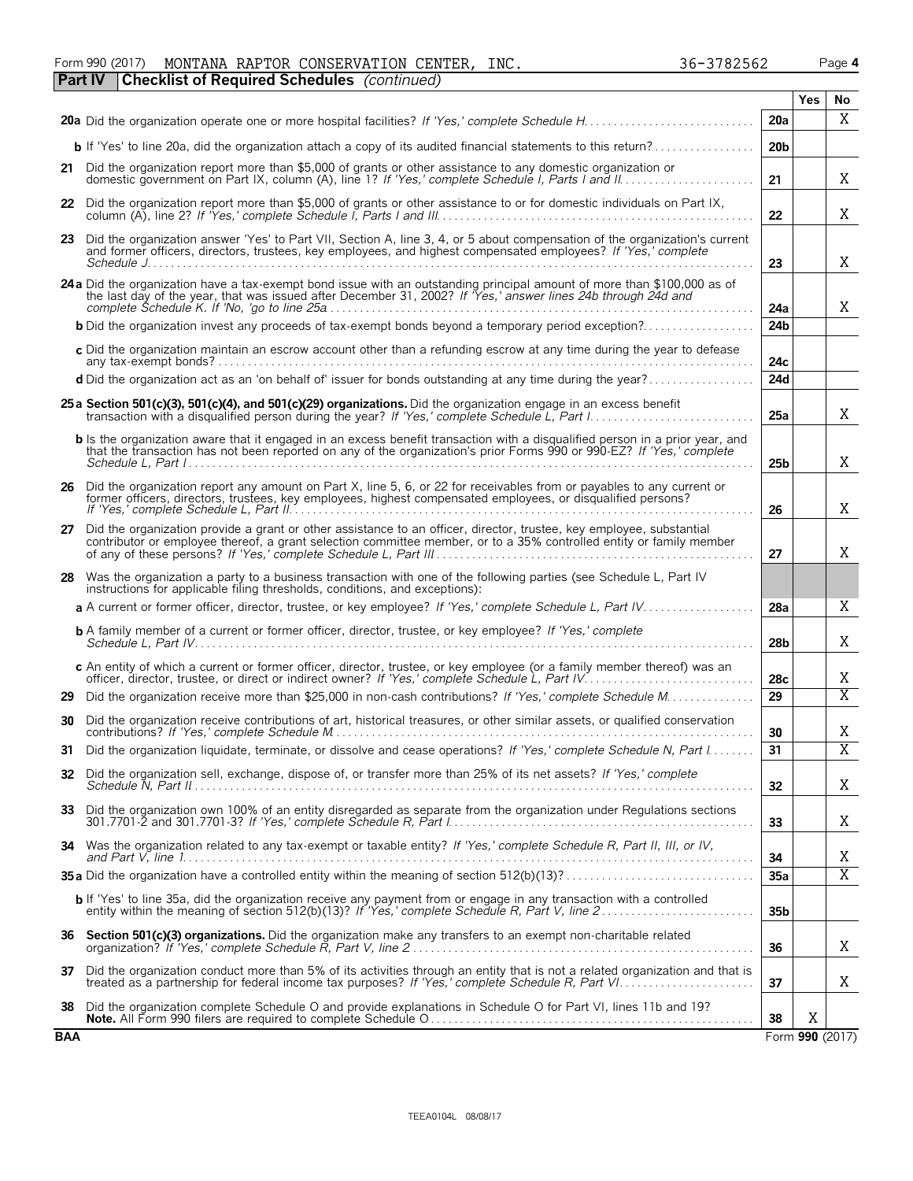Form 990 (2017) MONTANA RAPTOR CONSERVATION CENTER, INC. 36-3782562 Page 4

**Part IV Checklist of Required Schedules** *(continued)*

| | | Line | Yes | No |
|---|---|---|---|---|
| **20a** | Did the organization operate one or more hospital facilities? *If 'Yes,' complete Schedule H* | 20a | | X |
| **b** | If 'Yes' to line 20a, did the organization attach a copy of its audited financial statements to this return? | 20b | | |
| **21** | Did the organization report more than $5,000 of grants or other assistance to any domestic organization or domestic government on Part IX, column (A), line 1? *If 'Yes,' complete Schedule I, Parts I and II* | 21 | | X |
| **22** | Did the organization report more than $5,000 of grants or other assistance to or for domestic individuals on Part IX, column (A), line 2? *If 'Yes,' complete Schedule I, Parts I and III* | 22 | | X |
| **23** | Did the organization answer 'Yes' to Part VII, Section A, line 3, 4, or 5 about compensation of the organization's current and former officers, directors, trustees, key employees, and highest compensated employees? *If 'Yes,' complete Schedule J* | 23 | | X |
| **24a** | Did the organization have a tax-exempt bond issue with an outstanding principal amount of more than $100,000 as of the last day of the year, that was issued after December 31, 2002? *If 'Yes,' answer lines 24b through 24d and complete Schedule K. If 'No,' go to line 25a* | 24a | | X |
| **b** | Did the organization invest any proceeds of tax-exempt bonds beyond a temporary period exception? | 24b | | |
| **c** | Did the organization maintain an escrow account other than a refunding escrow at any time during the year to defease any tax-exempt bonds? | 24c | | |
| **d** | Did the organization act as an 'on behalf of' issuer for bonds outstanding at any time during the year? | 24d | | |
| **25a** | **Section 501(c)(3), 501(c)(4), and 501(c)(29) organizations.** Did the organization engage in an excess benefit transaction with a disqualified person during the year? *If 'Yes,' complete Schedule L, Part I* | 25a | | X |
| **b** | Is the organization aware that it engaged in an excess benefit transaction with a disqualified person in a prior year, and that the transaction has not been reported on any of the organization's prior Forms 990 or 990-EZ? *If 'Yes,' complete Schedule L, Part I* | 25b | | X |
| **26** | Did the organization report any amount on Part X, line 5, 6, or 22 for receivables from or payables to any current or former officers, directors, trustees, key employees, highest compensated employees, or disqualified persons? *If 'Yes,' complete Schedule L, Part II* | 26 | | X |
| **27** | Did the organization provide a grant or other assistance to an officer, director, trustee, key employee, substantial contributor or employee thereof, a grant selection committee member, or to a 35% controlled entity or family member of any of these persons? *If 'Yes,' complete Schedule L, Part III* | 27 | | X |
| **28** | Was the organization a party to a business transaction with one of the following parties (see Schedule L, Part IV instructions for applicable filing thresholds, conditions, and exceptions): | | | |
| **a** | A current or former officer, director, trustee, or key employee? *If 'Yes,' complete Schedule L, Part IV* | 28a | | X |
| **b** | A family member of a current or former officer, director, trustee, or key employee? *If 'Yes,' complete Schedule L, Part IV* | 28b | | X |
| **c** | An entity of which a current or former officer, director, trustee, or key employee (or a family member thereof) was an officer, director, trustee, or direct or indirect owner? *If 'Yes,' complete Schedule L, Part IV* | 28c | | X |
| **29** | Did the organization receive more than $25,000 in non-cash contributions? *If 'Yes,' complete Schedule M* | 29 | | X |
| **30** | Did the organization receive contributions of art, historical treasures, or other similar assets, or qualified conservation contributions? *If 'Yes,' complete Schedule M* | 30 | | X |
| **31** | Did the organization liquidate, terminate, or dissolve and cease operations? *If 'Yes,' complete Schedule N, Part I* | 31 | | X |
| **32** | Did the organization sell, exchange, dispose of, or transfer more than 25% of its net assets? *If 'Yes,' complete Schedule N, Part II* | 32 | | X |
| **33** | Did the organization own 100% of an entity disregarded as separate from the organization under Regulations sections 301.7701-2 and 301.7701-3? *If 'Yes,' complete Schedule R, Part I* | 33 | | X |
| **34** | Was the organization related to any tax-exempt or taxable entity? *If 'Yes,' complete Schedule R, Part II, III, or IV, and Part V, line 1* | 34 | | X |
| **35a** | Did the organization have a controlled entity within the meaning of section 512(b)(13)? | 35a | | X |
| **b** | If 'Yes' to line 35a, did the organization receive any payment from or engage in any transaction with a controlled entity within the meaning of section 512(b)(13)? *If 'Yes,' complete Schedule R, Part V, line 2* | 35b | | |
| **36** | **Section 501(c)(3) organizations.** Did the organization make any transfers to an exempt non-charitable related organization? *If 'Yes,' complete Schedule R, Part V, line 2* | 36 | | X |
| **37** | Did the organization conduct more than 5% of its activities through an entity that is not a related organization and that is treated as a partnership for federal income tax purposes? *If 'Yes,' complete Schedule R, Part VI* | 37 | | X |
| **38** | Did the organization complete Schedule O and provide explanations in Schedule O for Part VI, lines 11b and 19? **Note.** All Form 990 filers are required to complete Schedule O | 38 | X | |

BAA Form **990** (2017)

TEEA0104L 08/08/17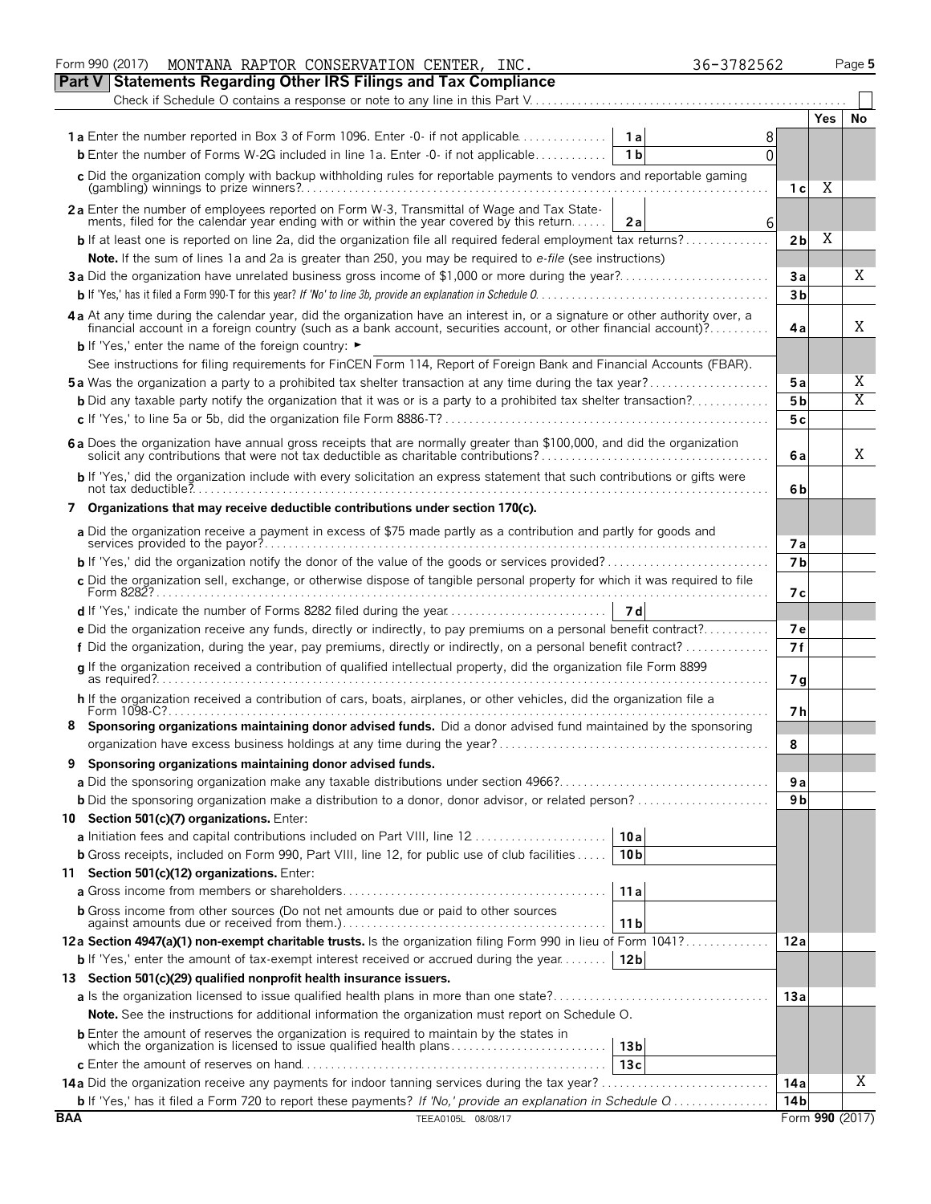Form 990 (2017) MONTANA RAPTOR CONSERVATION CENTER, INC. 36-3782562 Page 5

**Part V Statements Regarding Other IRS Filings and Tax Compliance**

Check if Schedule O contains a response or note to any line in this Part V . . . . . ☐

| | | | | Yes | No |
|---|---|---|---|---|---|
| **1a** Enter the number reported in Box 3 of Form 1096. Enter -0- if not applicable | 1a | 8 | | | |
| **b** Enter the number of Forms W-2G included in line 1a. Enter -0- if not applicable | 1b | 0 | | | |
| **c** Did the organization comply with backup withholding rules for reportable payments to vendors and reportable gaming (gambling) winnings to prize winners? | | | 1c | X | |
| **2a** Enter the number of employees reported on Form W-3, Transmittal of Wage and Tax Statements, filed for the calendar year ending with or within the year covered by this return | 2a | 6 | | | |
| **b** If at least one is reported on line 2a, did the organization file all required federal employment tax returns? | | | 2b | X | |
| **Note.** If the sum of lines 1a and 2a is greater than 250, you may be required to *e-file* (see instructions) | | | | | |
| **3a** Did the organization have unrelated business gross income of $1,000 or more during the year? | | | 3a | | X |
| **b** If 'Yes,' has it filed a Form 990-T for this year? *If 'No' to line 3b, provide an explanation in Schedule O* | | | 3b | | |
| **4a** At any time during the calendar year, did the organization have an interest in, or a signature or other authority over, a financial account in a foreign country (such as a bank account, securities account, or other financial account)? | | | 4a | | X |
| **b** If 'Yes,' enter the name of the foreign country: ► | | | | | |
| See instructions for filing requirements for FinCEN Form 114, Report of Foreign Bank and Financial Accounts (FBAR). | | | | | |
| **5a** Was the organization a party to a prohibited tax shelter transaction at any time during the tax year? | | | 5a | | X |
| **b** Did any taxable party notify the organization that it was or is a party to a prohibited tax shelter transaction? | | | 5b | | X |
| **c** If 'Yes,' to line 5a or 5b, did the organization file Form 8886-T? | | | 5c | | |
| **6a** Does the organization have annual gross receipts that are normally greater than $100,000, and did the organization solicit any contributions that were not tax deductible as charitable contributions? | | | 6a | | X |
| **b** If 'Yes,' did the organization include with every solicitation an express statement that such contributions or gifts were not tax deductible? | | | 6b | | |
| **7 Organizations that may receive deductible contributions under section 170(c).** | | | | | |
| **a** Did the organization receive a payment in excess of $75 made partly as a contribution and partly for goods and services provided to the payor? | | | 7a | | |
| **b** If 'Yes,' did the organization notify the donor of the value of the goods or services provided? | | | 7b | | |
| **c** Did the organization sell, exchange, or otherwise dispose of tangible personal property for which it was required to file Form 8282? | | | 7c | | |
| **d** If 'Yes,' indicate the number of Forms 8282 filed during the year | 7d | | | | |
| **e** Did the organization receive any funds, directly or indirectly, to pay premiums on a personal benefit contract? | | | 7e | | |
| **f** Did the organization, during the year, pay premiums, directly or indirectly, on a personal benefit contract? | | | 7f | | |
| **g** If the organization received a contribution of qualified intellectual property, did the organization file Form 8899 as required? | | | 7g | | |
| **h** If the organization received a contribution of cars, boats, airplanes, or other vehicles, did the organization file a Form 1098-C? | | | 7h | | |
| **8 Sponsoring organizations maintaining donor advised funds.** Did a donor advised fund maintained by the sponsoring organization have excess business holdings at any time during the year? | | | 8 | | |
| **9 Sponsoring organizations maintaining donor advised funds.** | | | | | |
| **a** Did the sponsoring organization make any taxable distributions under section 4966? | | | 9a | | |
| **b** Did the sponsoring organization make a distribution to a donor, donor advisor, or related person? | | | 9b | | |
| **10 Section 501(c)(7) organizations.** Enter: | | | | | |
| **a** Initiation fees and capital contributions included on Part VIII, line 12 | 10a | | | | |
| **b** Gross receipts, included on Form 990, Part VIII, line 12, for public use of club facilities | 10b | | | | |
| **11 Section 501(c)(12) organizations.** Enter: | | | | | |
| **a** Gross income from members or shareholders | 11a | | | | |
| **b** Gross income from other sources (Do not net amounts due or paid to other sources against amounts due or received from them.) | 11b | | | | |
| **12a Section 4947(a)(1) non-exempt charitable trusts.** Is the organization filing Form 990 in lieu of Form 1041? | | | 12a | | |
| **b** If 'Yes,' enter the amount of tax-exempt interest received or accrued during the year | 12b | | | | |
| **13 Section 501(c)(29) qualified nonprofit health insurance issuers.** | | | | | |
| **a** Is the organization licensed to issue qualified health plans in more than one state? | | | 13a | | |
| **Note.** See the instructions for additional information the organization must report on Schedule O. | | | | | |
| **b** Enter the amount of reserves the organization is required to maintain by the states in which the organization is licensed to issue qualified health plans | 13b | | | | |
| **c** Enter the amount of reserves on hand | 13c | | | | |
| **14a** Did the organization receive any payments for indoor tanning services during the tax year? | | | 14a | | X |
| **b** If 'Yes,' has it filed a Form 720 to report these payments? *If 'No,' provide an explanation in Schedule O* | | | 14b | | |

BAA TEEA0105L 08/08/17 Form **990** (2017)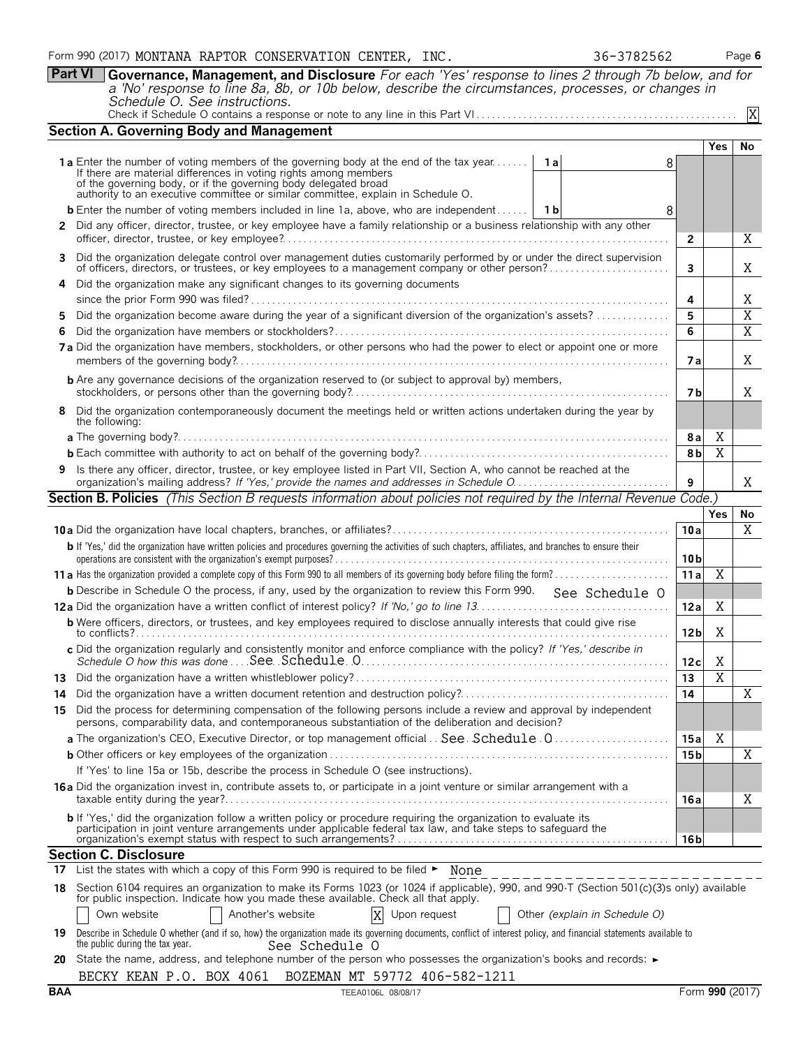Form 990 (2017) MONTANA RAPTOR CONSERVATION CENTER, INC. 36-3782562 Page 6

## Part VI Governance, Management, and Disclosure

*For each 'Yes' response to lines 2 through 7b below, and for a 'No' response to line 8a, 8b, or 10b below, describe the circumstances, processes, or changes in Schedule O. See instructions.*

Check if Schedule O contains a response or note to any line in this Part VI . . . . . . X

### Section A. Governing Body and Management

| | | | Yes | No |
|---|---|---|---|---|
| **1a** Enter the number of voting members of the governing body at the end of the tax year. If there are material differences in voting rights among members of the governing body, or if the governing body delegated broad authority to an executive committee or similar committee, explain in Schedule O. | 1a: 8 | | | |
| **b** Enter the number of voting members included in line 1a, above, who are independent | 1b: 8 | | | |
| **2** Did any officer, director, trustee, or key employee have a family relationship or a business relationship with any other officer, director, trustee, or key employee? | | 2 | | X |
| **3** Did the organization delegate control over management duties customarily performed by or under the direct supervision of officers, directors, or trustees, or key employees to a management company or other person? | | 3 | | X |
| **4** Did the organization make any significant changes to its governing documents since the prior Form 990 was filed? | | 4 | | X |
| **5** Did the organization become aware during the year of a significant diversion of the organization's assets? | | 5 | | X |
| **6** Did the organization have members or stockholders? | | 6 | | X |
| **7a** Did the organization have members, stockholders, or other persons who had the power to elect or appoint one or more members of the governing body? | | 7a | | X |
| **b** Are any governance decisions of the organization reserved to (or subject to approval by) members, stockholders, or persons other than the governing body? | | 7b | | X |
| **8** Did the organization contemporaneously document the meetings held or written actions undertaken during the year by the following: | | | | |
| **a** The governing body? | | 8a | X | |
| **b** Each committee with authority to act on behalf of the governing body? | | 8b | X | |
| **9** Is there any officer, director, trustee, or key employee listed in Part VII, Section A, who cannot be reached at the organization's mailing address? *If 'Yes,' provide the names and addresses in Schedule O* | | 9 | | X |

### Section B. Policies *(This Section B requests information about policies not required by the Internal Revenue Code.)*

| | | Yes | No |
|---|---|---|---|
| **10a** Did the organization have local chapters, branches, or affiliates? | 10a | | X |
| **b** If 'Yes,' did the organization have written policies and procedures governing the activities of such chapters, affiliates, and branches to ensure their operations are consistent with the organization's exempt purposes? | 10b | | |
| **11a** Has the organization provided a complete copy of this Form 990 to all members of its governing body before filing the form? | 11a | X | |
| **b** Describe in Schedule O the process, if any, used by the organization to review this Form 990. See Schedule O | | | |
| **12a** Did the organization have a written conflict of interest policy? *If 'No,' go to line 13* | 12a | X | |
| **b** Were officers, directors, or trustees, and key employees required to disclose annually interests that could give rise to conflicts? | 12b | X | |
| **c** Did the organization regularly and consistently monitor and enforce compliance with the policy? *If 'Yes,' describe in Schedule O how this was done* See Schedule O | 12c | X | |
| **13** Did the organization have a written whistleblower policy? | 13 | X | |
| **14** Did the organization have a written document retention and destruction policy? | 14 | | X |
| **15** Did the process for determining compensation of the following persons include a review and approval by independent persons, comparability data, and contemporaneous substantiation of the deliberation and decision? | | | |
| **a** The organization's CEO, Executive Director, or top management official See Schedule O | 15a | X | |
| **b** Other officers or key employees of the organization | 15b | | X |
| If 'Yes' to line 15a or 15b, describe the process in Schedule O (see instructions). | | | |
| **16a** Did the organization invest in, contribute assets to, or participate in a joint venture or similar arrangement with a taxable entity during the year? | 16a | | X |
| **b** If 'Yes,' did the organization follow a written policy or procedure requiring the organization to evaluate its participation in joint venture arrangements under applicable federal tax law, and take steps to safeguard the organization's exempt status with respect to such arrangements? | 16b | | |

### Section C. Disclosure

**17** List the states with which a copy of this Form 990 is required to be filed ► None

**18** Section 6104 requires an organization to make its Forms 1023 (or 1024 if applicable), 990, and 990-T (Section 501(c)(3)s only) available for public inspection. Indicate how you made these available. Check all that apply.

☐ Own website ☐ Another's website ☒ Upon request ☐ Other *(explain in Schedule O)*

**19** Describe in Schedule O whether (and if so, how) the organization made its governing documents, conflict of interest policy, and financial statements available to the public during the tax year. See Schedule O

**20** State the name, address, and telephone number of the person who possesses the organization's books and records: ►

BECKY KEAN P.O. BOX 4061 BOZEMAN MT 59772 406-582-1211

BAA TEEA0106L 08/08/17 Form **990** (2017)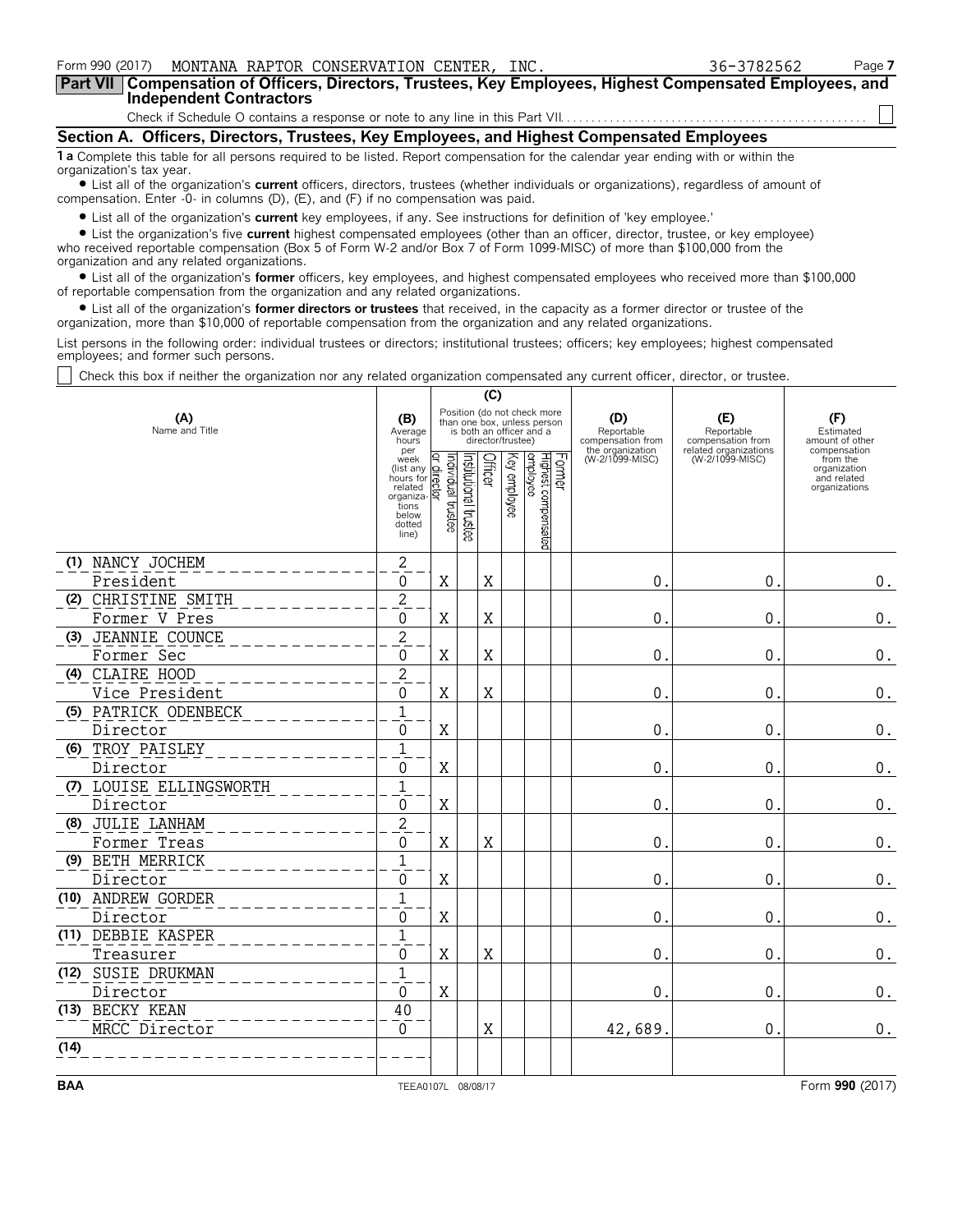Form 990 (2017) MONTANA RAPTOR CONSERVATION CENTER, INC. 36-3782562 Page **7**

## Part VII Compensation of Officers, Directors, Trustees, Key Employees, Highest Compensated Employees, and Independent Contractors

Check if Schedule O contains a response or note to any line in this Part VII. ☐

### Section A. Officers, Directors, Trustees, Key Employees, and Highest Compensated Employees

**1 a** Complete this table for all persons required to be listed. Report compensation for the calendar year ending with or within the organization's tax year.

- List all of the organization's **current** officers, directors, trustees (whether individuals or organizations), regardless of amount of compensation. Enter -0- in columns (D), (E), and (F) if no compensation was paid.
- List all of the organization's **current** key employees, if any. See instructions for definition of 'key employee.'
- List the organization's five **current** highest compensated employees (other than an officer, director, trustee, or key employee) who received reportable compensation (Box 5 of Form W-2 and/or Box 7 of Form 1099-MISC) of more than $100,000 from the organization and any related organizations.
- List all of the organization's **former** officers, key employees, and highest compensated employees who received more than $100,000 of reportable compensation from the organization and any related organizations.
- List all of the organization's **former directors or trustees** that received, in the capacity as a former director or trustee of the organization, more than $10,000 of reportable compensation from the organization and any related organizations.

List persons in the following order: individual trustees or directors; institutional trustees; officers; key employees; highest compensated employees; and former such persons.

☐ Check this box if neither the organization nor any related organization compensated any current officer, director, or trustee.

| (A) Name and Title | (B) Average hours per week (list any hours for related organizations below dotted line) | (C) Individual trustee or director | Institutional trustee | Officer | Key employee | Highest compensated employee | Former | (D) Reportable compensation from the organization (W-2/1099-MISC) | (E) Reportable compensation from related organizations (W-2/1099-MISC) | (F) Estimated amount of other compensation from the organization and related organizations |
|---|---|---|---|---|---|---|---|---|---|---|
| (1) NANCY JOCHEM<br>President | 2<br>0 | X | | X | | | | 0. | 0. | 0. |
| (2) CHRISTINE SMITH<br>Former V Pres | 2<br>0 | X | | X | | | | 0. | 0. | 0. |
| (3) JEANNIE COUNCE<br>Former Sec | 2<br>0 | X | | X | | | | 0. | 0. | 0. |
| (4) CLAIRE HOOD<br>Vice President | 2<br>0 | X | | X | | | | 0. | 0. | 0. |
| (5) PATRICK ODENBECK<br>Director | 1<br>0 | X | | | | | | 0. | 0. | 0. |
| (6) TROY PAISLEY<br>Director | 1<br>0 | X | | | | | | 0. | 0. | 0. |
| (7) LOUISE ELLINGSWORTH<br>Director | 1<br>0 | X | | | | | | 0. | 0. | 0. |
| (8) JULIE LANHAM<br>Former Treas | 2<br>0 | X | | X | | | | 0. | 0. | 0. |
| (9) BETH MERRICK<br>Director | 1<br>0 | X | | | | | | 0. | 0. | 0. |
| (10) ANDREW GORDER<br>Director | 1<br>0 | X | | | | | | 0. | 0. | 0. |
| (11) DEBBIE KASPER<br>Treasurer | 1<br>0 | X | | X | | | | 0. | 0. | 0. |
| (12) SUSIE DRUKMAN<br>Director | 1<br>0 | X | | | | | | 0. | 0. | 0. |
| (13) BECKY KEAN<br>MRCC Director | 40<br>0 | | | X | | | | 42,689. | 0. | 0. |
| (14) | | | | | | | | | | |

BAA TEEA0107L 08/08/17 Form **990** (2017)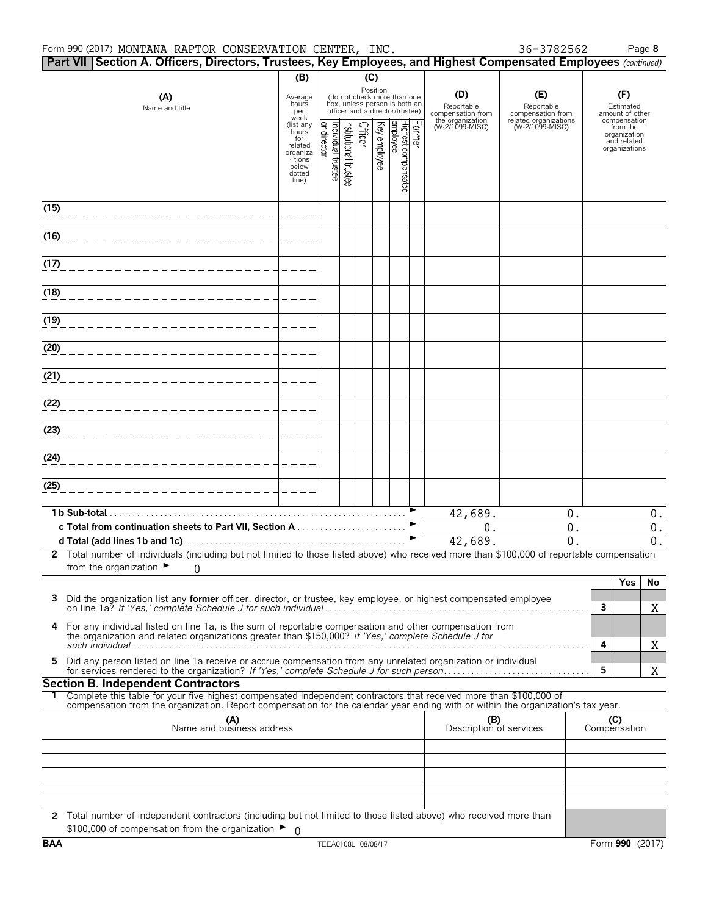Form 990 (2017) MONTANA RAPTOR CONSERVATION CENTER, INC. 36-3782562 Page 8

**Part VII Section A. Officers, Directors, Trustees, Key Employees, and Highest Compensated Employees** *(continued)*

| (A) Name and title | (B) Average hours per week (list any hours for related organizations below dotted line) | (C) Position: Individual trustee or director | Institutional trustee | Officer | Key employee | Highest compensated employee | Former | (D) Reportable compensation from the organization (W-2/1099-MISC) | (E) Reportable compensation from related organizations (W-2/1099-MISC) | (F) Estimated amount of other compensation from the organization and related organizations |
|---|---|---|---|---|---|---|---|---|---|---|
| (15) | | | | | | | | | | |
| (16) | | | | | | | | | | |
| (17) | | | | | | | | | | |
| (18) | | | | | | | | | | |
| (19) | | | | | | | | | | |
| (20) | | | | | | | | | | |
| (21) | | | | | | | | | | |
| (22) | | | | | | | | | | |
| (23) | | | | | | | | | | |
| (24) | | | | | | | | | | |
| (25) | | | | | | | | | | |
| **1 b Sub-total** | | | | | | | | 42,689. | 0. | 0. |
| **c Total from continuation sheets to Part VII, Section A** | | | | | | | | 0. | 0. | 0. |
| **d Total (add lines 1b and 1c)** | | | | | | | | 42,689. | 0. | 0. |

**2** Total number of individuals (including but not limited to those listed above) who received more than $100,000 of reportable compensation from the organization ► 0

| | | Yes | No |
|---|---|---|---|
| **3** Did the organization list any **former** officer, director, or trustee, key employee, or highest compensated employee on line 1a? *If 'Yes,' complete Schedule J for such individual* | 3 | | X |
| **4** For any individual listed on line 1a, is the sum of reportable compensation and other compensation from the organization and related organizations greater than $150,000? *If 'Yes,' complete Schedule J for such individual* | 4 | | X |
| **5** Did any person listed on line 1a receive or accrue compensation from any unrelated organization or individual for services rendered to the organization? *If 'Yes,' complete Schedule J for such person* | 5 | | X |

**Section B. Independent Contractors**

**1** Complete this table for your five highest compensated independent contractors that received more than $100,000 of compensation from the organization. Report compensation for the calendar year ending with or within the organization's tax year.

| (A) Name and business address | (B) Description of services | (C) Compensation |
|---|---|---|
| | | |
| | | |
| | | |
| | | |
| | | |

**2** Total number of independent contractors (including but not limited to those listed above) who received more than $100,000 of compensation from the organization ► 0

BAA TEEA0108L 08/08/17 Form **990** (2017)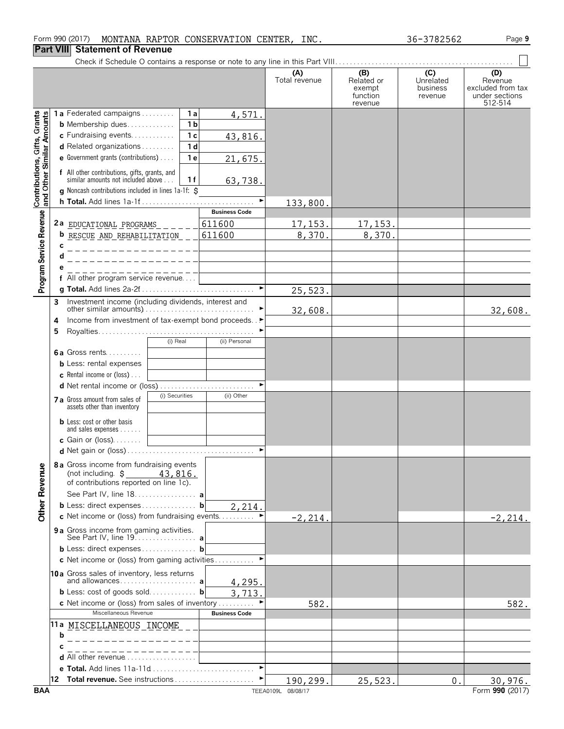Form 990 (2017) MONTANA RAPTOR CONSERVATION CENTER, INC. 36-3782562

## Part VIII Statement of Revenue

Check if Schedule O contains a response or note to any line in this Part VIII . . . . ☐

| | | | | (A) Total revenue | (B) Related or exempt function revenue | (C) Unrelated business revenue | (D) Revenue excluded from tax under sections 512-514 |
|---|---|---|---|---|---|---|---|
| **Contributions, Gifts, Grants and Other Similar Amounts** | 1a Federated campaigns | 1a | 4,571. | | | | |
| | b Membership dues | 1b | | | | | |
| | c Fundraising events | 1c | 43,816. | | | | |
| | d Related organizations | 1d | | | | | |
| | e Government grants (contributions) | 1e | 21,675. | | | | |
| | f All other contributions, gifts, grants, and similar amounts not included above | 1f | 63,738. | | | | |
| | g Noncash contributions included in lines 1a-1f: $ | | | | | | |
| | h Total. Add lines 1a-1f | | | 133,800. | | | |
| **Program Service Revenue** | | | Business Code | | | | |
| | 2a EDUCATIONAL PROGRAMS | | 611600 | 17,153. | 17,153. | | |
| | b RESCUE AND REHABILITATION | | 611600 | 8,370. | 8,370. | | |
| | c | | | | | | |
| | d | | | | | | |
| | e | | | | | | |
| | f All other program service revenue | | | | | | |
| | g Total. Add lines 2a-2f | | | 25,523. | | | |
| **Other Revenue** | 3 Investment income (including dividends, interest and other similar amounts) | | | 32,608. | | | 32,608. |
| | 4 Income from investment of tax-exempt bond proceeds | | | | | | |
| | 5 Royalties | | | | | | |
| | | (i) Real | (ii) Personal | | | | |
| | 6a Gross rents | | | | | | |
| | b Less: rental expenses | | | | | | |
| | c Rental income or (loss) | | | | | | |
| | d Net rental income or (loss) | | | | | | |
| | | (i) Securities | (ii) Other | | | | |
| | 7a Gross amount from sales of assets other than inventory | | | | | | |
| | b Less: cost or other basis and sales expenses | | | | | | |
| | c Gain or (loss) | | | | | | |
| | d Net gain or (loss) | | | | | | |
| | 8a Gross income from fundraising events (not including $ 43,816. of contributions reported on line 1c). See Part IV, line 18 | a | | | | | |
| | b Less: direct expenses | b | 2,214. | | | | |
| | c Net income or (loss) from fundraising events | | | -2,214. | | | -2,214. |
| | 9a Gross income from gaming activities. See Part IV, line 19 | a | | | | | |
| | b Less: direct expenses | b | | | | | |
| | c Net income or (loss) from gaming activities | | | | | | |
| | 10a Gross sales of inventory, less returns and allowances | a | 4,295. | | | | |
| | b Less: cost of goods sold | b | 3,713. | | | | |
| | c Net income or (loss) from sales of inventory | | | 582. | | | 582. |
| | Miscellaneous Revenue | | Business Code | | | | |
| | 11a MISCELLANEOUS INCOME | | | | | | |
| | b | | | | | | |
| | c | | | | | | |
| | d All other revenue | | | | | | |
| | e Total. Add lines 11a-11d | | | | | | |
| | 12 Total revenue. See instructions | | | 190,299. | 25,523. | 0. | 30,976. |

BAA TEEA0109L 08/08/17 Form 990 (2017)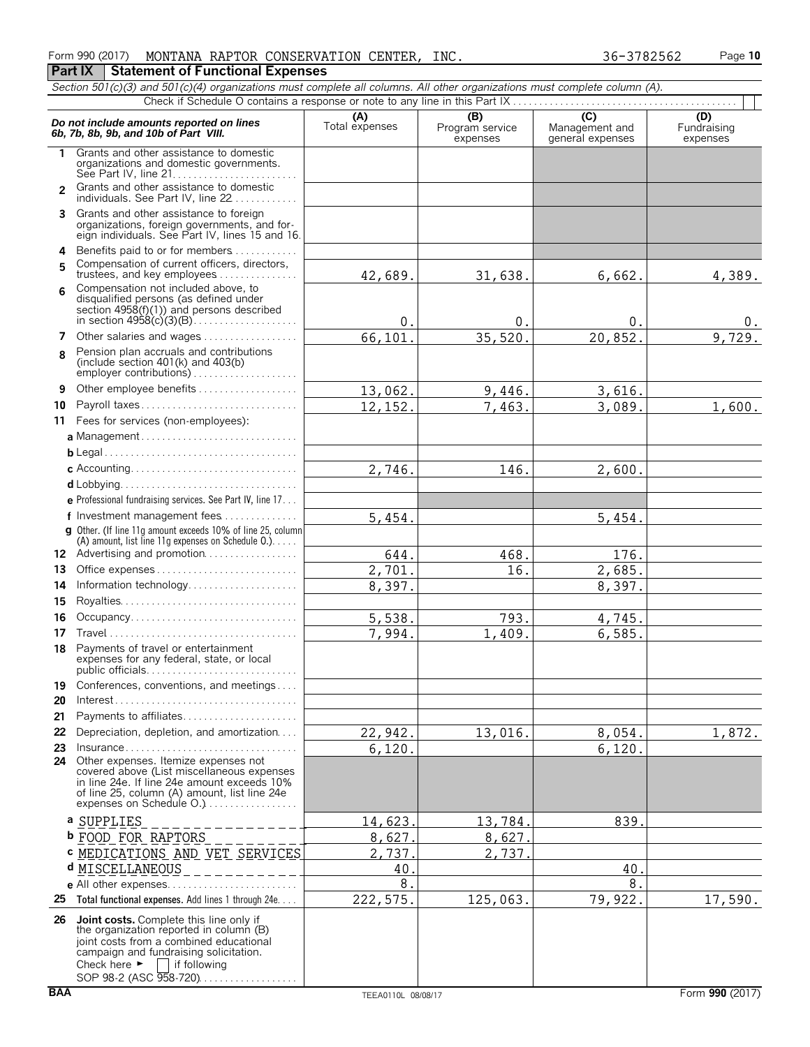Form 990 (2017) MONTANA RAPTOR CONSERVATION CENTER, INC. 36-3782562 Page 10

## Part IX Statement of Functional Expenses

*Section 501(c)(3) and 501(c)(4) organizations must complete all columns. All other organizations must complete column (A).*

Check if Schedule O contains a response or note to any line in this Part IX

| *Do not include amounts reported on lines 6b, 7b, 8b, 9b, and 10b of Part VIII.* | (A) Total expenses | (B) Program service expenses | (C) Management and general expenses | (D) Fundraising expenses |
|---|---|---|---|---|
| 1 Grants and other assistance to domestic organizations and domestic governments. See Part IV, line 21 | | | | |
| 2 Grants and other assistance to domestic individuals. See Part IV, line 22 | | | | |
| 3 Grants and other assistance to foreign organizations, foreign governments, and foreign individuals. See Part IV, lines 15 and 16 | | | | |
| 4 Benefits paid to or for members | | | | |
| 5 Compensation of current officers, directors, trustees, and key employees | 42,689. | 31,638. | 6,662. | 4,389. |
| 6 Compensation not included above, to disqualified persons (as defined under section 4958(f)(1)) and persons described in section 4958(c)(3)(B) | 0. | 0. | 0. | 0. |
| 7 Other salaries and wages | 66,101. | 35,520. | 20,852. | 9,729. |
| 8 Pension plan accruals and contributions (include section 401(k) and 403(b) employer contributions) | | | | |
| 9 Other employee benefits | 13,062. | 9,446. | 3,616. | |
| 10 Payroll taxes | 12,152. | 7,463. | 3,089. | 1,600. |
| 11 Fees for services (non-employees): | | | | |
| a Management | | | | |
| b Legal | | | | |
| c Accounting | 2,746. | 146. | 2,600. | |
| d Lobbying | | | | |
| e Professional fundraising services. See Part IV, line 17 | | | | |
| f Investment management fees | 5,454. | | 5,454. | |
| g Other. (If line 11g amount exceeds 10% of line 25, column (A) amount, list line 11g expenses on Schedule O.) | | | | |
| 12 Advertising and promotion | 644. | 468. | 176. | |
| 13 Office expenses | 2,701. | 16. | 2,685. | |
| 14 Information technology | 8,397. | | 8,397. | |
| 15 Royalties | | | | |
| 16 Occupancy | 5,538. | 793. | 4,745. | |
| 17 Travel | 7,994. | 1,409. | 6,585. | |
| 18 Payments of travel or entertainment expenses for any federal, state, or local public officials | | | | |
| 19 Conferences, conventions, and meetings | | | | |
| 20 Interest | | | | |
| 21 Payments to affiliates | | | | |
| 22 Depreciation, depletion, and amortization | 22,942. | 13,016. | 8,054. | 1,872. |
| 23 Insurance | 6,120. | | 6,120. | |
| 24 Other expenses. Itemize expenses not covered above (List miscellaneous expenses in line 24e. If line 24e amount exceeds 10% of line 25, column (A) amount, list line 24e expenses on Schedule O.) | | | | |
| a SUPPLIES | 14,623. | 13,784. | 839. | |
| b FOOD FOR RAPTORS | 8,627. | 8,627. | | |
| c MEDICATIONS AND VET SERVICES | 2,737. | 2,737. | | |
| d MISCELLANEOUS | 40. | | 40. | |
| e All other expenses | 8. | | 8. | |
| 25 **Total functional expenses.** Add lines 1 through 24e | 222,575. | 125,063. | 79,922. | 17,590. |
| 26 **Joint costs.** Complete this line only if the organization reported in column (B) joint costs from a combined educational campaign and fundraising solicitation. Check here ► ☐ if following SOP 98-2 (ASC 958-720) | | | | |

BAA TEEA0110L 08/08/17 Form **990** (2017)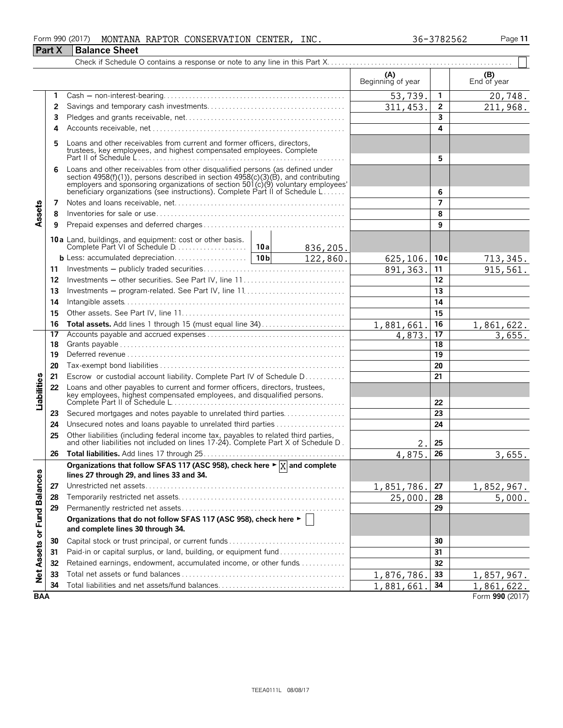Form 990 (2017) MONTANA RAPTOR CONSERVATION CENTER, INC. 36-3782562

## Part X Balance Sheet

Check if Schedule O contains a response or note to any line in this Part X. . . . . . . . . . . . . . . . . . . . . . . . . . . . . . . . . . . . . . . . . . . . . . . . . . ☐

| | | | (A) Beginning of year | | (B) End of year |
|---|---|---|---|---|---|
| **Assets** | 1 | Cash — non-interest-bearing | 53,739. | 1 | 20,748. |
| | 2 | Savings and temporary cash investments | 311,453. | 2 | 211,968. |
| | 3 | Pledges and grants receivable, net | | 3 | |
| | 4 | Accounts receivable, net | | 4 | |
| | 5 | Loans and other receivables from current and former officers, directors, trustees, key employees, and highest compensated employees. Complete Part II of Schedule L | | 5 | |
| | 6 | Loans and other receivables from other disqualified persons (as defined under section 4958(f)(1)), persons described in section 4958(c)(3)(B), and contributing employers and sponsoring organizations of section 501(c)(9) voluntary employees' beneficiary organizations (see instructions). Complete Part II of Schedule L | | 6 | |
| | 7 | Notes and loans receivable, net | | 7 | |
| | 8 | Inventories for sale or use | | 8 | |
| | 9 | Prepaid expenses and deferred charges | | 9 | |
| | 10a | Land, buildings, and equipment: cost or other basis. Complete Part VI of Schedule D — 10a: 836,205. | | | |
| | b | Less: accumulated depreciation — 10b: 122,860. | 625,106. | 10c | 713,345. |
| | 11 | Investments — publicly traded securities | 891,363. | 11 | 915,561. |
| | 12 | Investments — other securities. See Part IV, line 11 | | 12 | |
| | 13 | Investments — program-related. See Part IV, line 11 | | 13 | |
| | 14 | Intangible assets | | 14 | |
| | 15 | Other assets. See Part IV, line 11 | | 15 | |
| | 16 | **Total assets.** Add lines 1 through 15 (must equal line 34) | 1,881,661. | 16 | 1,861,622. |
| **Liabilities** | 17 | Accounts payable and accrued expenses | 4,873. | 17 | 3,655. |
| | 18 | Grants payable | | 18 | |
| | 19 | Deferred revenue | | 19 | |
| | 20 | Tax-exempt bond liabilities | | 20 | |
| | 21 | Escrow or custodial account liability. Complete Part IV of Schedule D | | 21 | |
| | 22 | Loans and other payables to current and former officers, directors, trustees, key employees, highest compensated employees, and disqualified persons. Complete Part II of Schedule L | | 22 | |
| | 23 | Secured mortgages and notes payable to unrelated third parties | | 23 | |
| | 24 | Unsecured notes and loans payable to unrelated third parties | | 24 | |
| | 25 | Other liabilities (including federal income tax, payables to related third parties, and other liabilities not included on lines 17-24). Complete Part X of Schedule D | 2. | 25 | |
| | 26 | **Total liabilities.** Add lines 17 through 25 | 4,875. | 26 | 3,655. |
| **Net Assets or Fund Balances** | | **Organizations that follow SFAS 117 (ASC 958), check here ► ☒ and complete lines 27 through 29, and lines 33 and 34.** | | | |
| | 27 | Unrestricted net assets | 1,851,786. | 27 | 1,852,967. |
| | 28 | Temporarily restricted net assets | 25,000. | 28 | 5,000. |
| | 29 | Permanently restricted net assets | | 29 | |
| | | **Organizations that do not follow SFAS 117 (ASC 958), check here ► ☐ and complete lines 30 through 34.** | | | |
| | 30 | Capital stock or trust principal, or current funds | | 30 | |
| | 31 | Paid-in or capital surplus, or land, building, or equipment fund | | 31 | |
| | 32 | Retained earnings, endowment, accumulated income, or other funds | | 32 | |
| | 33 | Total net assets or fund balances | 1,876,786. | 33 | 1,857,967. |
| | 34 | Total liabilities and net assets/fund balances | 1,881,661. | 34 | 1,861,622. |

BAA Form **990** (2017)

TEEA0111L 08/08/17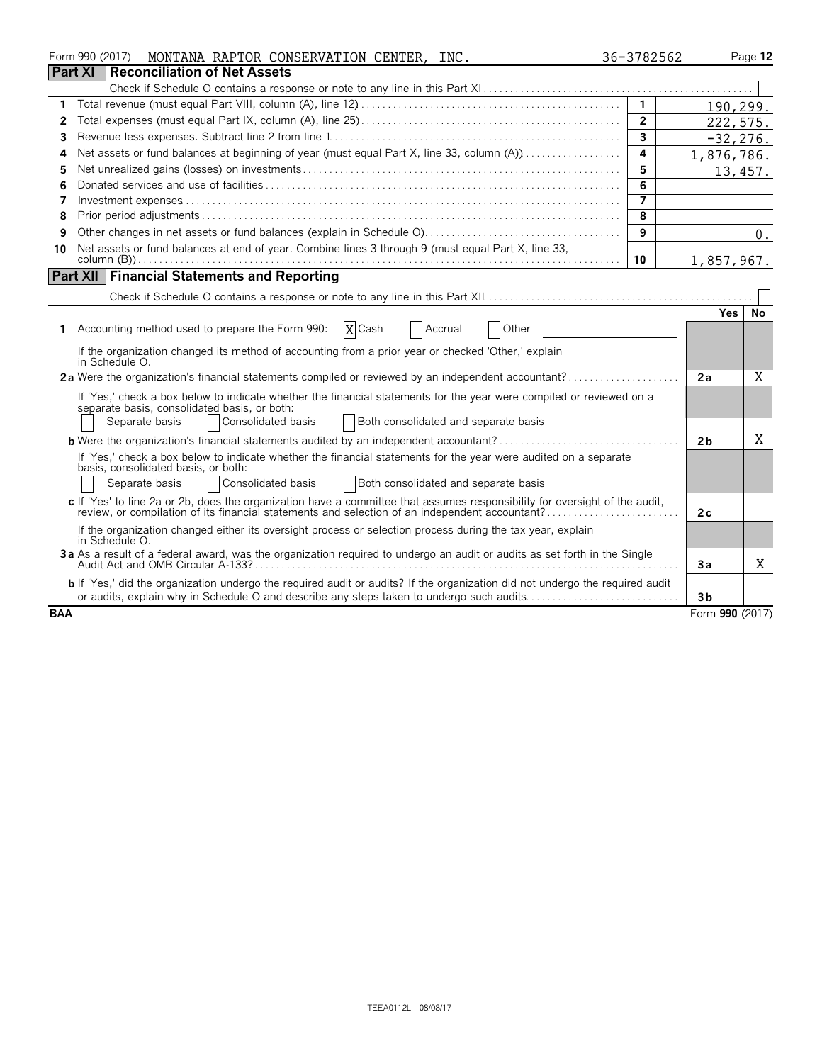Form 990 (2017) MONTANA RAPTOR CONSERVATION CENTER, INC. 36-3782562 Page 12

## Part XI Reconciliation of Net Assets

Check if Schedule O contains a response or note to any line in this Part XI . . . ☐

| | | | |
|---|---|---|---|
| 1 | Total revenue (must equal Part VIII, column (A), line 12) | 1 | 190,299. |
| 2 | Total expenses (must equal Part IX, column (A), line 25) | 2 | 222,575. |
| 3 | Revenue less expenses. Subtract line 2 from line 1 | 3 | -32,276. |
| 4 | Net assets or fund balances at beginning of year (must equal Part X, line 33, column (A)) | 4 | 1,876,786. |
| 5 | Net unrealized gains (losses) on investments | 5 | 13,457. |
| 6 | Donated services and use of facilities | 6 | |
| 7 | Investment expenses | 7 | |
| 8 | Prior period adjustments | 8 | |
| 9 | Other changes in net assets or fund balances (explain in Schedule O) | 9 | 0. |
| 10 | Net assets or fund balances at end of year. Combine lines 3 through 9 (must equal Part X, line 33, column (B)) | 10 | 1,857,967. |

## Part XII Financial Statements and Reporting

Check if Schedule O contains a response or note to any line in this Part XII . . . ☐

| | | | Yes | No |
|---|---|---|---|---|
| 1 | Accounting method used to prepare the Form 990: ☒ Cash ☐ Accrual ☐ Other<br>If the organization changed its method of accounting from a prior year or checked 'Other,' explain in Schedule O. | | | |
| 2a | Were the organization's financial statements compiled or reviewed by an independent accountant? | 2a | | X |
| | If 'Yes,' check a box below to indicate whether the financial statements for the year were compiled or reviewed on a separate basis, consolidated basis, or both:<br>☐ Separate basis ☐ Consolidated basis ☐ Both consolidated and separate basis | | | |
| b | Were the organization's financial statements audited by an independent accountant? | 2b | | X |
| | If 'Yes,' check a box below to indicate whether the financial statements for the year were audited on a separate basis, consolidated basis, or both:<br>☐ Separate basis ☐ Consolidated basis ☐ Both consolidated and separate basis | | | |
| c | If 'Yes' to line 2a or 2b, does the organization have a committee that assumes responsibility for oversight of the audit, review, or compilation of its financial statements and selection of an independent accountant? | 2c | | |
| | If the organization changed either its oversight process or selection process during the tax year, explain in Schedule O. | | | |
| 3a | As a result of a federal award, was the organization required to undergo an audit or audits as set forth in the Single Audit Act and OMB Circular A-133? | 3a | | X |
| b | If 'Yes,' did the organization undergo the required audit or audits? If the organization did not undergo the required audit or audits, explain why in Schedule O and describe any steps taken to undergo such audits | 3b | | |

BAA Form 990 (2017)

TEEA0112L 08/08/17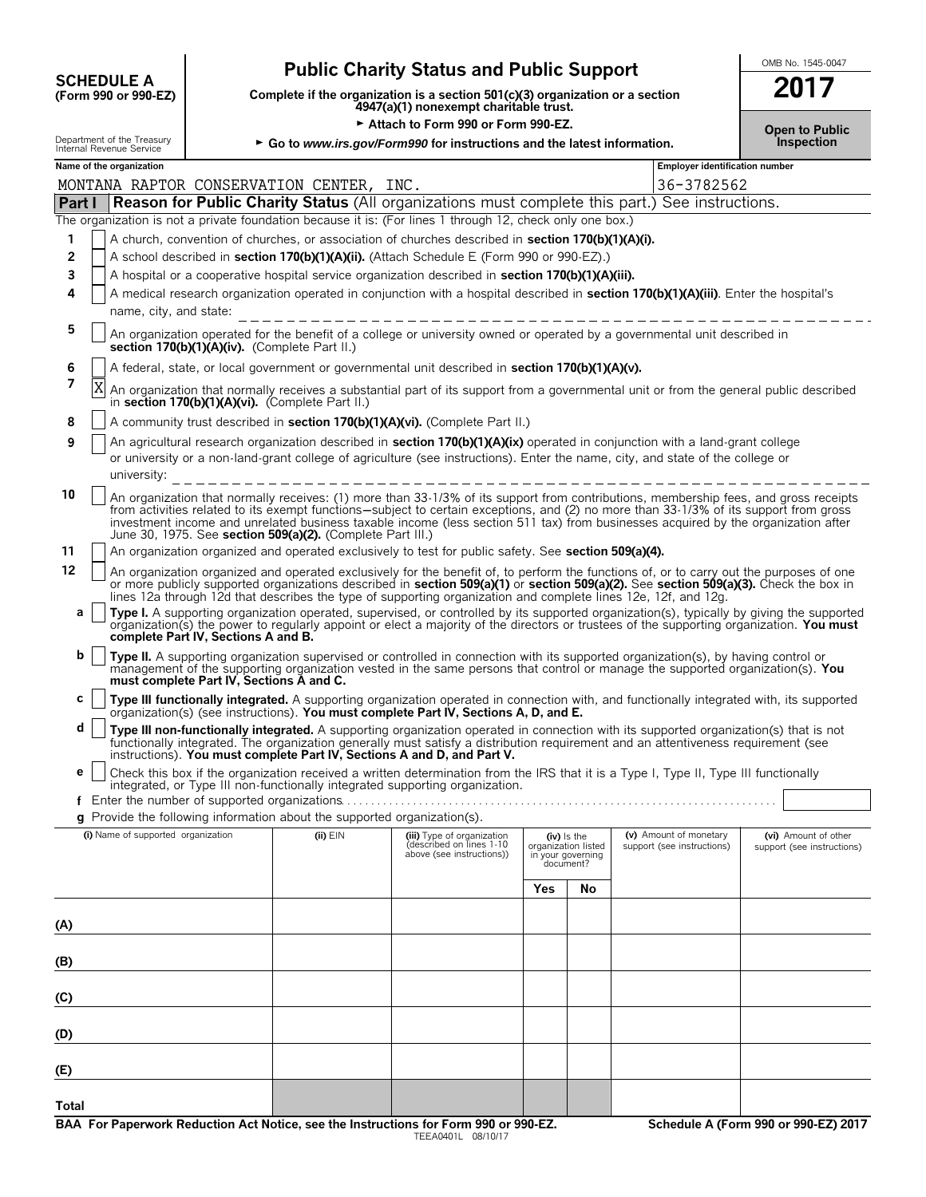**SCHEDULE A**
**(Form 990 or 990-EZ)**

Department of the Treasury
Internal Revenue Service

# Public Charity Status and Public Support

**Complete if the organization is a section 501(c)(3) organization or a section 4947(a)(1) nonexempt charitable trust.**

► **Attach to Form 990 or Form 990-EZ.**

► **Go to *www.irs.gov/Form990* for instructions and the latest information.**

OMB No. 1545-0047

**2017**

**Open to Public Inspection**

| Name of the organization | Employer identification number |
|---|---|
| MONTANA RAPTOR CONSERVATION CENTER, INC. | 36-3782562 |

**Part I** **Reason for Public Charity Status** (All organizations must complete this part.) See instructions.

The organization is not a private foundation because it is: (For lines 1 through 12, check only one box.)

1 [ ] A church, convention of churches, or association of churches described in **section 170(b)(1)(A)(i).**

2 [ ] A school described in **section 170(b)(1)(A)(ii).** (Attach Schedule E (Form 990 or 990-EZ).)

3 [ ] A hospital or a cooperative hospital service organization described in **section 170(b)(1)(A)(iii).**

4 [ ] A medical research organization operated in conjunction with a hospital described in **section 170(b)(1)(A)(iii)**. Enter the hospital's name, city, and state:

5 [ ] An organization operated for the benefit of a college or university owned or operated by a governmental unit described in **section 170(b)(1)(A)(iv).** (Complete Part II.)

6 [ ] A federal, state, or local government or governmental unit described in **section 170(b)(1)(A)(v).**

7 [X] An organization that normally receives a substantial part of its support from a governmental unit or from the general public described in **section 170(b)(1)(A)(vi).** (Complete Part II.)

8 [ ] A community trust described in **section 170(b)(1)(A)(vi).** (Complete Part II.)

9 [ ] An agricultural research organization described in **section 170(b)(1)(A)(ix)** operated in conjunction with a land-grant college or university or a non-land-grant college of agriculture (see instructions). Enter the name, city, and state of the college or university:

10 [ ] An organization that normally receives: (1) more than 33-1/3% of its support from contributions, membership fees, and gross receipts from activities related to its exempt functions—subject to certain exceptions, and (2) no more than 33-1/3% of its support from gross investment income and unrelated business taxable income (less section 511 tax) from businesses acquired by the organization after June 30, 1975. See **section 509(a)(2).** (Complete Part III.)

11 [ ] An organization organized and operated exclusively to test for public safety. See **section 509(a)(4).**

12 [ ] An organization organized and operated exclusively for the benefit of, to perform the functions of, or to carry out the purposes of one or more publicly supported organizations described in **section 509(a)(1)** or **section 509(a)(2).** See **section 509(a)(3).** Check the box in lines 12a through 12d that describes the type of supporting organization and complete lines 12e, 12f, and 12g.

a [ ] **Type I.** A supporting organization operated, supervised, or controlled by its supported organization(s), typically by giving the supported organization(s) the power to regularly appoint or elect a majority of the directors or trustees of the supporting organization. **You must complete Part IV, Sections A and B.**

b [ ] **Type II.** A supporting organization supervised or controlled in connection with its supported organization(s), by having control or management of the supporting organization vested in the same persons that control or manage the supported organization(s). **You must complete Part IV, Sections A and C.**

c [ ] **Type III functionally integrated.** A supporting organization operated in connection with, and functionally integrated with, its supported organization(s) (see instructions). **You must complete Part IV, Sections A, D, and E.**

d [ ] **Type III non-functionally integrated.** A supporting organization operated in connection with its supported organization(s) that is not functionally integrated. The organization generally must satisfy a distribution requirement and an attentiveness requirement (see instructions). **You must complete Part IV, Sections A and D, and Part V.**

e [ ] Check this box if the organization received a written determination from the IRS that it is a Type I, Type II, Type III functionally integrated, or Type III non-functionally integrated supporting organization.

f Enter the number of supported organizations

g Provide the following information about the supported organization(s).

| (i) Name of supported organization | (ii) EIN | (iii) Type of organization (described on lines 1-10 above (see instructions)) | (iv) Is the organization listed in your governing document? | | (v) Amount of monetary support (see instructions) | (vi) Amount of other support (see instructions) |
|---|---|---|---|---|---|---|
| | | | Yes | No | | |
| (A) | | | | | | |
| (B) | | | | | | |
| (C) | | | | | | |
| (D) | | | | | | |
| (E) | | | | | | |
| Total | | | | | | |

**BAA For Paperwork Reduction Act Notice, see the Instructions for Form 990 or 990-EZ.** TEEA0401L 08/10/17 **Schedule A (Form 990 or 990-EZ) 2017**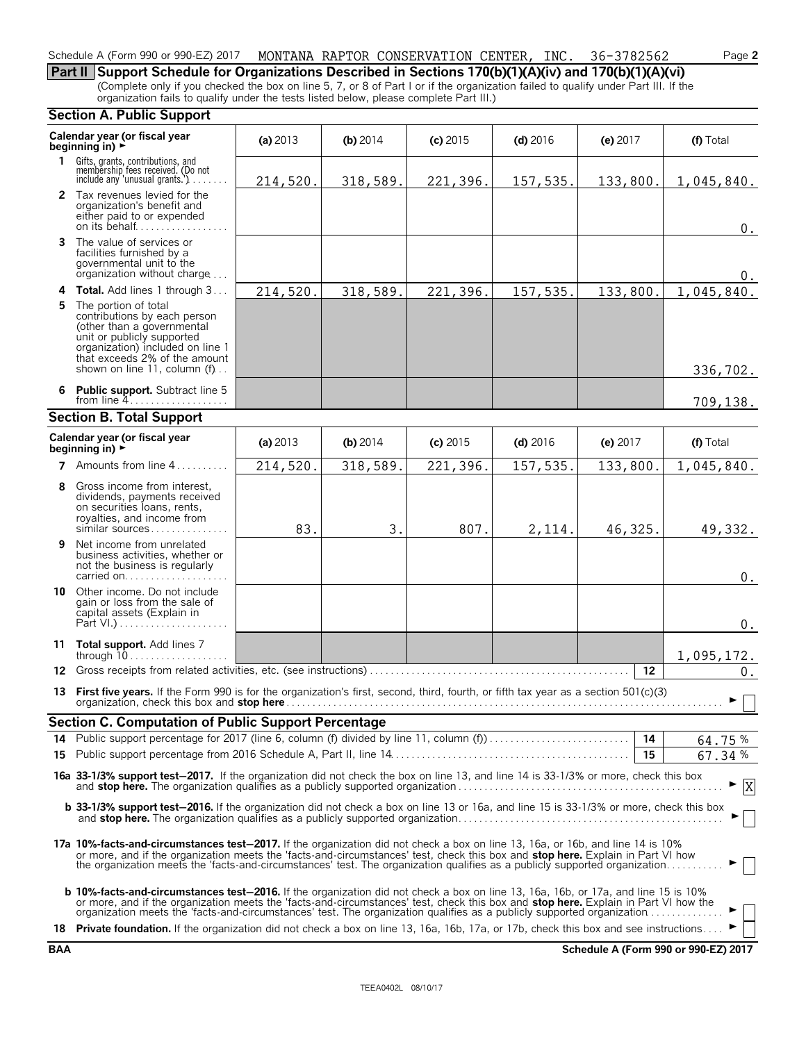Schedule A (Form 990 or 990-EZ) 2017 MONTANA RAPTOR CONSERVATION CENTER, INC. 36-3782562

## Part II Support Schedule for Organizations Described in Sections 170(b)(1)(A)(iv) and 170(b)(1)(A)(vi)

(Complete only if you checked the box on line 5, 7, or 8 of Part I or if the organization failed to qualify under Part III. If the organization fails to qualify under the tests listed below, please complete Part III.)

### Section A. Public Support

| Calendar year (or fiscal year beginning in) ► | (a) 2013 | (b) 2014 | (c) 2015 | (d) 2016 | (e) 2017 | (f) Total |
|---|---|---|---|---|---|---|
| **1** Gifts, grants, contributions, and membership fees received. (Do not include any 'unusual grants.') | 214,520. | 318,589. | 221,396. | 157,535. | 133,800. | 1,045,840. |
| **2** Tax revenues levied for the organization's benefit and either paid to or expended on its behalf | | | | | | 0. |
| **3** The value of services or facilities furnished by a governmental unit to the organization without charge | | | | | | 0. |
| **4** **Total.** Add lines 1 through 3 | 214,520. | 318,589. | 221,396. | 157,535. | 133,800. | 1,045,840. |
| **5** The portion of total contributions by each person (other than a governmental unit or publicly supported organization) included on line 1 that exceeds 2% of the amount shown on line 11, column (f) | | | | | | 336,702. |
| **6** **Public support.** Subtract line 5 from line 4 | | | | | | 709,138. |

### Section B. Total Support

| Calendar year (or fiscal year beginning in) ► | (a) 2013 | (b) 2014 | (c) 2015 | (d) 2016 | (e) 2017 | (f) Total |
|---|---|---|---|---|---|---|
| **7** Amounts from line 4 | 214,520. | 318,589. | 221,396. | 157,535. | 133,800. | 1,045,840. |
| **8** Gross income from interest, dividends, payments received on securities loans, rents, royalties, and income from similar sources | 83. | 3. | 807. | 2,114. | 46,325. | 49,332. |
| **9** Net income from unrelated business activities, whether or not the business is regularly carried on | | | | | | 0. |
| **10** Other income. Do not include gain or loss from the sale of capital assets (Explain in Part VI.) | | | | | | 0. |
| **11** **Total support.** Add lines 7 through 10 | | | | | | 1,095,172. |

**12** Gross receipts from related activities, etc. (see instructions) — **12** — 0.

**13** **First five years.** If the Form 990 is for the organization's first, second, third, fourth, or fifth tax year as a section 501(c)(3) organization, check this box and **stop here** ► ☐

### Section C. Computation of Public Support Percentage

**14** Public support percentage for 2017 (line 6, column (f) divided by line 11, column (f)) — **14** — 64.75 %

**15** Public support percentage from 2016 Schedule A, Part II, line 14 — **15** — 67.34 %

**16a 33-1/3% support test–2017.** If the organization did not check the box on line 13, and line 14 is 33-1/3% or more, check this box and **stop here.** The organization qualifies as a publicly supported organization ► ☒

**b 33-1/3% support test–2016.** If the organization did not check a box on line 13 or 16a, and line 15 is 33-1/3% or more, check this box and **stop here.** The organization qualifies as a publicly supported organization ► ☐

**17a 10%-facts-and-circumstances test–2017.** If the organization did not check a box on line 13, 16a, or 16b, and line 14 is 10% or more, and if the organization meets the 'facts-and-circumstances' test, check this box and **stop here.** Explain in Part VI how the organization meets the 'facts-and-circumstances' test. The organization qualifies as a publicly supported organization ► ☐

**b 10%-facts-and-circumstances test–2016.** If the organization did not check a box on line 13, 16a, 16b, or 17a, and line 15 is 10% or more, and if the organization meets the 'facts-and-circumstances' test, check this box and **stop here.** Explain in Part VI how the organization meets the 'facts-and-circumstances' test. The organization qualifies as a publicly supported organization ► ☐

**18** **Private foundation.** If the organization did not check a box on line 13, 16a, 16b, 17a, or 17b, check this box and see instructions ► ☐

BAA **Schedule A (Form 990 or 990-EZ) 2017**

TEEA0402L 08/10/17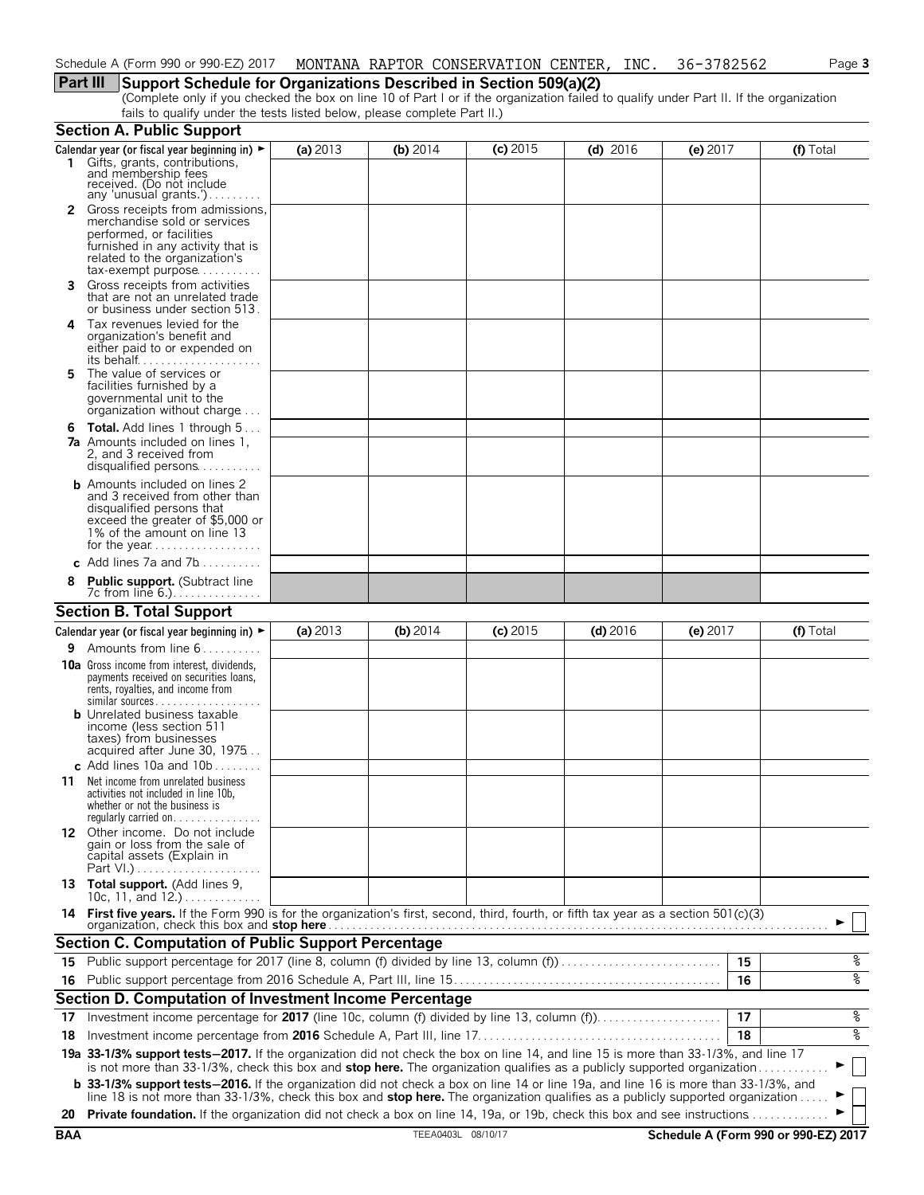Schedule A (Form 990 or 990-EZ) 2017 MONTANA RAPTOR CONSERVATION CENTER, INC. 36-3782562

## Part III Support Schedule for Organizations Described in Section 509(a)(2)

(Complete only if you checked the box on line 10 of Part I or if the organization failed to qualify under Part II. If the organization fails to qualify under the tests listed below, please complete Part II.)

### Section A. Public Support

| Calendar year (or fiscal year beginning in) ► | (a) 2013 | (b) 2014 | (c) 2015 | (d) 2016 | (e) 2017 | (f) Total |
|---|---|---|---|---|---|---|
| **1** Gifts, grants, contributions, and membership fees received. (Do not include any 'unusual grants.') | | | | | | |
| **2** Gross receipts from admissions, merchandise sold or services performed, or facilities furnished in any activity that is related to the organization's tax-exempt purpose | | | | | | |
| **3** Gross receipts from activities that are not an unrelated trade or business under section 513 | | | | | | |
| **4** Tax revenues levied for the organization's benefit and either paid to or expended on its behalf | | | | | | |
| **5** The value of services or facilities furnished by a governmental unit to the organization without charge | | | | | | |
| **6 Total.** Add lines 1 through 5 | | | | | | |
| **7a** Amounts included on lines 1, 2, and 3 received from disqualified persons | | | | | | |
| **b** Amounts included on lines 2 and 3 received from other than disqualified persons that exceed the greater of $5,000 or 1% of the amount on line 13 for the year | | | | | | |
| **c** Add lines 7a and 7b | | | | | | |
| **8 Public support.** (Subtract line 7c from line 6.) | | | | | | |

### Section B. Total Support

| Calendar year (or fiscal year beginning in) ► | (a) 2013 | (b) 2014 | (c) 2015 | (d) 2016 | (e) 2017 | (f) Total |
|---|---|---|---|---|---|---|
| **9** Amounts from line 6 | | | | | | |
| **10a** Gross income from interest, dividends, payments received on securities loans, rents, royalties, and income from similar sources | | | | | | |
| **b** Unrelated business taxable income (less section 511 taxes) from businesses acquired after June 30, 1975 | | | | | | |
| **c** Add lines 10a and 10b | | | | | | |
| **11** Net income from unrelated business activities not included in line 10b, whether or not the business is regularly carried on | | | | | | |
| **12** Other income. Do not include gain or loss from the sale of capital assets (Explain in Part VI.) | | | | | | |
| **13 Total support.** (Add lines 9, 10c, 11, and 12.) | | | | | | |

**14 First five years.** If the Form 990 is for the organization's first, second, third, fourth, or fifth tax year as a section 501(c)(3) organization, check this box and **stop here** ► ☐

### Section C. Computation of Public Support Percentage

| | | | |
|---|---|---|---|
| **15** | Public support percentage for 2017 (line 8, column (f) divided by line 13, column (f)) | 15 | % |
| **16** | Public support percentage from 2016 Schedule A, Part III, line 15 | 16 | % |

### Section D. Computation of Investment Income Percentage

| | | | |
|---|---|---|---|
| **17** | Investment income percentage for **2017** (line 10c, column (f) divided by line 13, column (f)) | 17 | % |
| **18** | Investment income percentage from **2016** Schedule A, Part III, line 17 | 18 | % |

**19a 33-1/3% support tests—2017.** If the organization did not check the box on line 14, and line 15 is more than 33-1/3%, and line 17 is not more than 33-1/3%, check this box and **stop here.** The organization qualifies as a publicly supported organization ► ☐

**b 33-1/3% support tests—2016.** If the organization did not check a box on line 14 or line 19a, and line 16 is more than 33-1/3%, and line 18 is not more than 33-1/3%, check this box and **stop here.** The organization qualifies as a publicly supported organization ► ☐

**20 Private foundation.** If the organization did not check a box on line 14, 19a, or 19b, check this box and see instructions ► ☐

BAA TEEA0403L 08/10/17 **Schedule A (Form 990 or 990-EZ) 2017**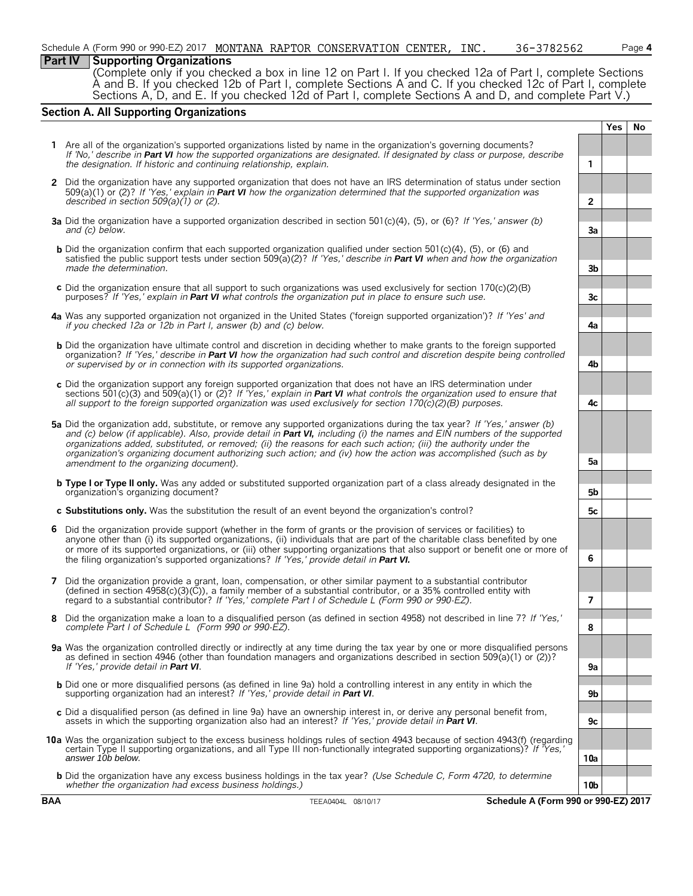Schedule A (Form 990 or 990-EZ) 2017 MONTANA RAPTOR CONSERVATION CENTER, INC. 36-3782562 Page 4

## Part IV Supporting Organizations

(Complete only if you checked a box in line 12 on Part I. If you checked 12a of Part I, complete Sections A and B. If you checked 12b of Part I, complete Sections A and C. If you checked 12c of Part I, complete Sections A, D, and E. If you checked 12d of Part I, complete Sections A and D, and complete Part V.)

### Section A. All Supporting Organizations

| | | | Yes | No |
|---|---|---|---|---|
| **1** | Are all of the organization's supported organizations listed by name in the organization's governing documents? *If 'No,' describe in **Part VI** how the supported organizations are designated. If designated by class or purpose, describe the designation. If historic and continuing relationship, explain.* | 1 | | |
| **2** | Did the organization have any supported organization that does not have an IRS determination of status under section 509(a)(1) or (2)? *If 'Yes,' explain in **Part VI** how the organization determined that the supported organization was described in section 509(a)(1) or (2).* | 2 | | |
| **3a** | Did the organization have a supported organization described in section 501(c)(4), (5), or (6)? *If 'Yes,' answer (b) and (c) below.* | 3a | | |
| **b** | Did the organization confirm that each supported organization qualified under section 501(c)(4), (5), or (6) and satisfied the public support tests under section 509(a)(2)? *If 'Yes,' describe in **Part VI** when and how the organization made the determination.* | 3b | | |
| **c** | Did the organization ensure that all support to such organizations was used exclusively for section 170(c)(2)(B) purposes? *If 'Yes,' explain in **Part VI** what controls the organization put in place to ensure such use.* | 3c | | |
| **4a** | Was any supported organization not organized in the United States ('foreign supported organization')? *If 'Yes' and if you checked 12a or 12b in Part I, answer (b) and (c) below.* | 4a | | |
| **b** | Did the organization have ultimate control and discretion in deciding whether to make grants to the foreign supported organization? *If 'Yes,' describe in **Part VI** how the organization had such control and discretion despite being controlled or supervised by or in connection with its supported organizations.* | 4b | | |
| **c** | Did the organization support any foreign supported organization that does not have an IRS determination under sections 501(c)(3) and 509(a)(1) or (2)? *If 'Yes,' explain in **Part VI** what controls the organization used to ensure that all support to the foreign supported organization was used exclusively for section 170(c)(2)(B) purposes.* | 4c | | |
| **5a** | Did the organization add, substitute, or remove any supported organizations during the tax year? *If 'Yes,' answer (b) and (c) below (if applicable). Also, provide detail in **Part VI,** including (i) the names and EIN numbers of the supported organizations added, substituted, or removed; (ii) the reasons for each such action; (iii) the authority under the organization's organizing document authorizing such action; and (iv) how the action was accomplished (such as by amendment to the organizing document).* | 5a | | |
| **b** | **Type I or Type II only.** Was any added or substituted supported organization part of a class already designated in the organization's organizing document? | 5b | | |
| **c** | **Substitutions only.** Was the substitution the result of an event beyond the organization's control? | 5c | | |
| **6** | Did the organization provide support (whether in the form of grants or the provision of services or facilities) to anyone other than (i) its supported organizations, (ii) individuals that are part of the charitable class benefited by one or more of its supported organizations, or (iii) other supporting organizations that also support or benefit one or more of the filing organization's supported organizations? *If 'Yes,' provide detail in **Part VI.*** | 6 | | |
| **7** | Did the organization provide a grant, loan, compensation, or other similar payment to a substantial contributor (defined in section 4958(c)(3)(C)), a family member of a substantial contributor, or a 35% controlled entity with regard to a substantial contributor? *If 'Yes,' complete Part I of Schedule L (Form 990 or 990-EZ).* | 7 | | |
| **8** | Did the organization make a loan to a disqualified person (as defined in section 4958) not described in line 7? *If 'Yes,' complete Part I of Schedule L (Form 990 or 990-EZ).* | 8 | | |
| **9a** | Was the organization controlled directly or indirectly at any time during the tax year by one or more disqualified persons as defined in section 4946 (other than foundation managers and organizations described in section 509(a)(1) or (2))? *If 'Yes,' provide detail in **Part VI**.* | 9a | | |
| **b** | Did one or more disqualified persons (as defined in line 9a) hold a controlling interest in any entity in which the supporting organization had an interest? *If 'Yes,' provide detail in **Part VI**.* | 9b | | |
| **c** | Did a disqualified person (as defined in line 9a) have an ownership interest in, or derive any personal benefit from, assets in which the supporting organization also had an interest? *If 'Yes,' provide detail in **Part VI**.* | 9c | | |
| **10a** | Was the organization subject to the excess business holdings rules of section 4943 because of section 4943(f) (regarding certain Type II supporting organizations, and all Type III non-functionally integrated supporting organizations)? *If 'Yes,' answer 10b below.* | 10a | | |
| **b** | Did the organization have any excess business holdings in the tax year? *(Use Schedule C, Form 4720, to determine whether the organization had excess business holdings.)* | 10b | | |

**BAA** TEEA0404L 08/10/17 **Schedule A (Form 990 or 990-EZ) 2017**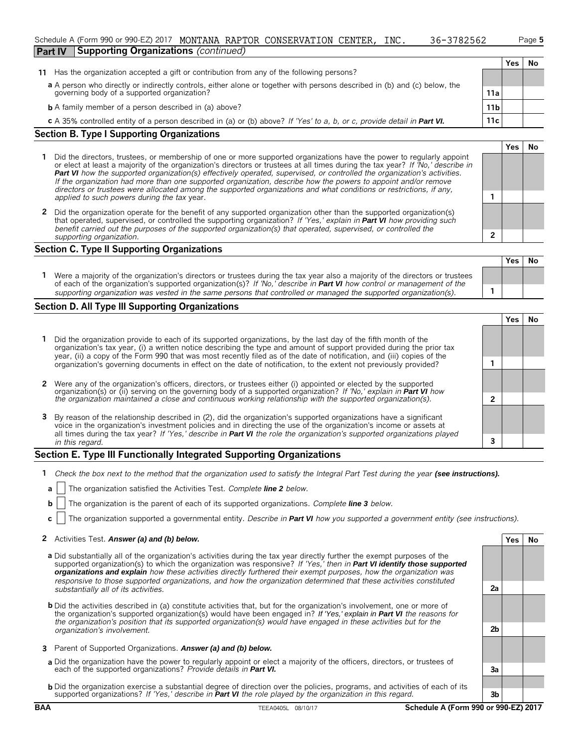Schedule A (Form 990 or 990-EZ) 2017 MONTANA RAPTOR CONSERVATION CENTER, INC. 36-3782562

## Part IV Supporting Organizations *(continued)*

| | | Yes | No |
|---|---|---|---|
| **11** Has the organization accepted a gift or contribution from any of the following persons? | | | |
| **a** A person who directly or indirectly controls, either alone or together with persons described in (b) and (c) below, the governing body of a supported organization? | 11a | | |
| **b** A family member of a person described in (a) above? | 11b | | |
| **c** A 35% controlled entity of a person described in (a) or (b) above? *If 'Yes' to a, b, or c, provide detail in **Part VI.*** | 11c | | |

### Section B. Type I Supporting Organizations

| | | Yes | No |
|---|---|---|---|
| **1** Did the directors, trustees, or membership of one or more supported organizations have the power to regularly appoint or elect at least a majority of the organization's directors or trustees at all times during the tax year? *If 'No,' describe in **Part VI** how the supported organization(s) effectively operated, supervised, or controlled the organization's activities. If the organization had more than one supported organization, describe how the powers to appoint and/or remove directors or trustees were allocated among the supported organizations and what conditions or restrictions, if any, applied to such powers during the tax* year. | 1 | | |
| **2** Did the organization operate for the benefit of any supported organization other than the supported organization(s) that operated, supervised, or controlled the supporting organization? *If 'Yes,' explain in **Part VI** how providing such benefit carried out the purposes of the supported organization(s) that operated, supervised, or controlled the supporting organization.* | 2 | | |

### Section C. Type II Supporting Organizations

| | | Yes | No |
|---|---|---|---|
| **1** Were a majority of the organization's directors or trustees during the tax year also a majority of the directors or trustees of each of the organization's supported organization(s)? *If 'No,' describe in **Part VI** how control or management of the supporting organization was vested in the same persons that controlled or managed the supported organization(s).* | 1 | | |

### Section D. All Type III Supporting Organizations

| | | Yes | No |
|---|---|---|---|
| **1** Did the organization provide to each of its supported organizations, by the last day of the fifth month of the organization's tax year, (i) a written notice describing the type and amount of support provided during the prior tax year, (ii) a copy of the Form 990 that was most recently filed as of the date of notification, and (iii) copies of the organization's governing documents in effect on the date of notification, to the extent not previously provided? | 1 | | |
| **2** Were any of the organization's officers, directors, or trustees either (i) appointed or elected by the supported organization(s) or (ii) serving on the governing body of a supported organization? *If 'No,' explain in **Part VI** how the organization maintained a close and continuous working relationship with the supported organization(s).* | 2 | | |
| **3** By reason of the relationship described in (2), did the organization's supported organizations have a significant voice in the organization's investment policies and in directing the use of the organization's income or assets at all times during the tax year? *If 'Yes,' describe in **Part VI** the role the organization's supported organizations played in this regard.* | 3 | | |

### Section E. Type III Functionally Integrated Supporting Organizations

**1** *Check the box next to the method that the organization used to satisfy the Integral Part Test during the year **(see instructions).***

- **a** ☐ The organization satisfied the Activities Test. *Complete **line 2** below.*
- **b** ☐ The organization is the parent of each of its supported organizations. *Complete **line 3** below.*
- **c** ☐ The organization supported a governmental entity. *Describe in **Part VI** how you supported a government entity (see instructions).*

| | | Yes | No |
|---|---|---|---|
| **2** Activities Test. ***Answer (a) and (b) below.*** | | | |
| **a** Did substantially all of the organization's activities during the tax year directly further the exempt purposes of the supported organization(s) to which the organization was responsive? *If 'Yes,' then in **Part VI identify those supported organizations and explain** how these activities directly furthered their exempt purposes, how the organization was responsive to those supported organizations, and how the organization determined that these activities constituted substantially all of its activities.* | 2a | | |
| **b** Did the activities described in (a) constitute activities that, but for the organization's involvement, one or more of the organization's supported organization(s) would have been engaged in? *If 'Yes,' explain in **Part VI** the reasons for the organization's position that its supported organization(s) would have engaged in these activities but for the organization's involvement.* | 2b | | |
| **3** Parent of Supported Organizations. ***Answer (a) and (b) below.*** | | | |
| **a** Did the organization have the power to regularly appoint or elect a majority of the officers, directors, or trustees of each of the supported organizations? *Provide details in **Part VI.*** | 3a | | |
| **b** Did the organization exercise a substantial degree of direction over the policies, programs, and activities of each of its supported organizations? *If 'Yes,' describe in **Part VI** the role played by the organization in this regard.* | 3b | | |

BAA TEEA0405L 08/10/17 **Schedule A (Form 990 or 990-EZ) 2017**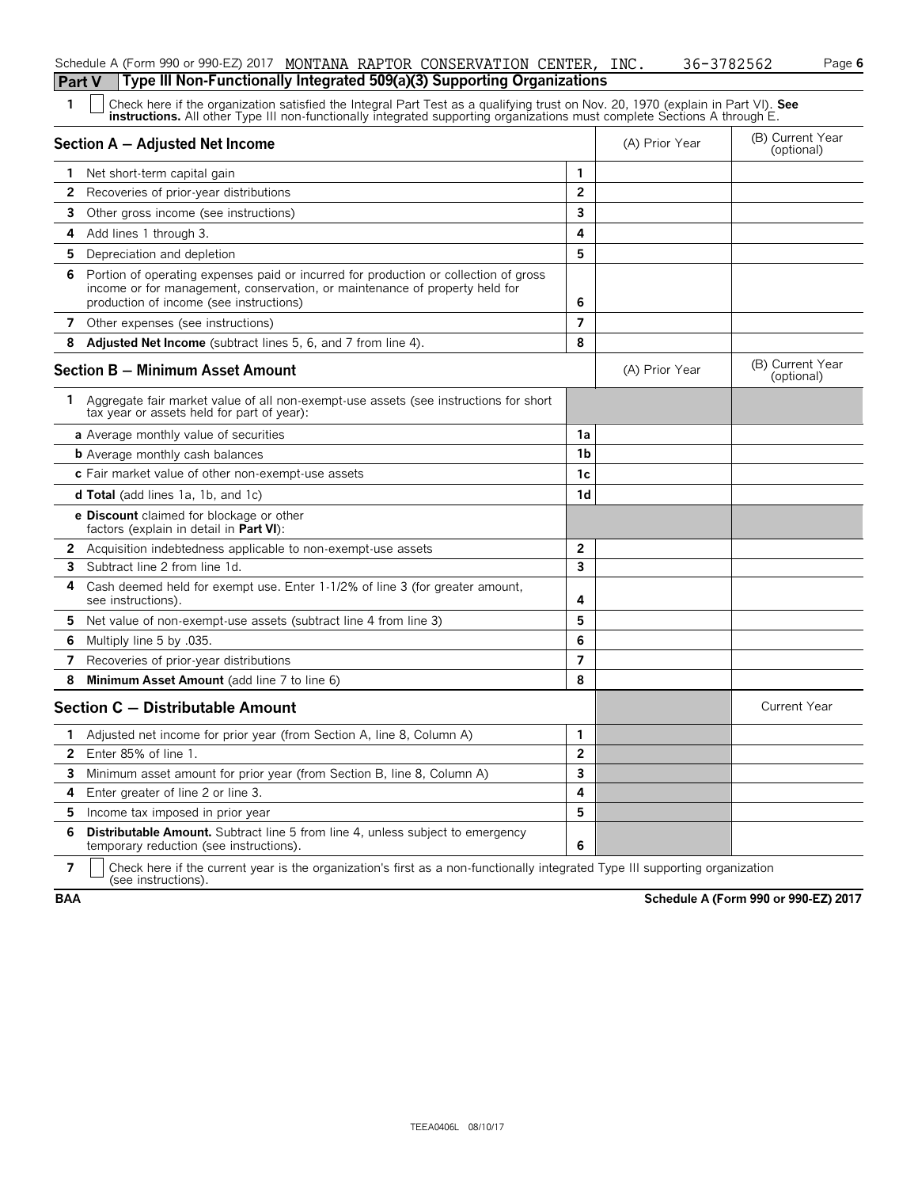Schedule A (Form 990 or 990-EZ) 2017 MONTANA RAPTOR CONSERVATION CENTER, INC. 36-3782562 Page **6**

**Part V Type III Non-Functionally Integrated 509(a)(3) Supporting Organizations**

**1** ☐ Check here if the organization satisfied the Integral Part Test as a qualifying trust on Nov. 20, 1970 (explain in Part VI). **See instructions.** All other Type III non-functionally integrated supporting organizations must complete Sections A through E.

| **Section A — Adjusted Net Income** | | (A) Prior Year | (B) Current Year (optional) |
|---|---|---|---|
| **1** Net short-term capital gain | 1 | | |
| **2** Recoveries of prior-year distributions | 2 | | |
| **3** Other gross income (see instructions) | 3 | | |
| **4** Add lines 1 through 3. | 4 | | |
| **5** Depreciation and depletion | 5 | | |
| **6** Portion of operating expenses paid or incurred for production or collection of gross income or for management, conservation, or maintenance of property held for production of income (see instructions) | 6 | | |
| **7** Other expenses (see instructions) | 7 | | |
| **8** **Adjusted Net Income** (subtract lines 5, 6, and 7 from line 4). | 8 | | |

| **Section B — Minimum Asset Amount** | | (A) Prior Year | (B) Current Year (optional) |
|---|---|---|---|
| **1** Aggregate fair market value of all non-exempt-use assets (see instructions for short tax year or assets held for part of year): | | | |
| **a** Average monthly value of securities | 1a | | |
| **b** Average monthly cash balances | 1b | | |
| **c** Fair market value of other non-exempt-use assets | 1c | | |
| **d Total** (add lines 1a, 1b, and 1c) | 1d | | |
| **e Discount** claimed for blockage or other factors (explain in detail in **Part VI**): | | | |
| **2** Acquisition indebtedness applicable to non-exempt-use assets | 2 | | |
| **3** Subtract line 2 from line 1d. | 3 | | |
| **4** Cash deemed held for exempt use. Enter 1-1/2% of line 3 (for greater amount, see instructions). | 4 | | |
| **5** Net value of non-exempt-use assets (subtract line 4 from line 3) | 5 | | |
| **6** Multiply line 5 by .035. | 6 | | |
| **7** Recoveries of prior-year distributions | 7 | | |
| **8** **Minimum Asset Amount** (add line 7 to line 6) | 8 | | |

| **Section C — Distributable Amount** | | | Current Year |
|---|---|---|---|
| **1** Adjusted net income for prior year (from Section A, line 8, Column A) | 1 | | |
| **2** Enter 85% of line 1. | 2 | | |
| **3** Minimum asset amount for prior year (from Section B, line 8, Column A) | 3 | | |
| **4** Enter greater of line 2 or line 3. | 4 | | |
| **5** Income tax imposed in prior year | 5 | | |
| **6** **Distributable Amount.** Subtract line 5 from line 4, unless subject to emergency temporary reduction (see instructions). | 6 | | |

**7** ☐ Check here if the current year is the organization's first as a non-functionally integrated Type III supporting organization (see instructions).

**BAA** **Schedule A (Form 990 or 990-EZ) 2017**

TEEA0406L 08/10/17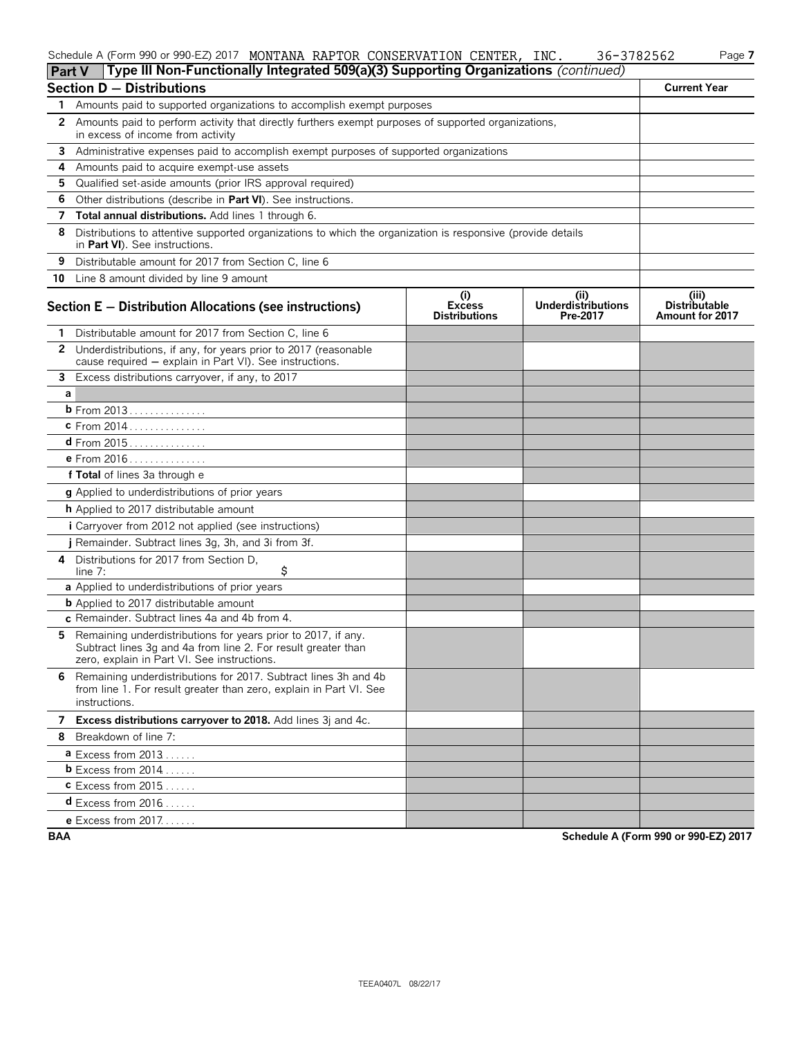Schedule A (Form 990 or 990-EZ) 2017 MONTANA RAPTOR CONSERVATION CENTER, INC. 36-3782562

## Part V Type III Non-Functionally Integrated 509(a)(3) Supporting Organizations *(continued)*

| Section D — Distributions | Current Year |
|---|---|
| **1** Amounts paid to supported organizations to accomplish exempt purposes | |
| **2** Amounts paid to perform activity that directly furthers exempt purposes of supported organizations, in excess of income from activity | |
| **3** Administrative expenses paid to accomplish exempt purposes of supported organizations | |
| **4** Amounts paid to acquire exempt-use assets | |
| **5** Qualified set-aside amounts (prior IRS approval required) | |
| **6** Other distributions (describe in **Part VI**). See instructions. | |
| **7** **Total annual distributions.** Add lines 1 through 6. | |
| **8** Distributions to attentive supported organizations to which the organization is responsive (provide details in **Part VI**). See instructions. | |
| **9** Distributable amount for 2017 from Section C, line 6 | |
| **10** Line 8 amount divided by line 9 amount | |

| Section E — Distribution Allocations (see instructions) | (i) Excess Distributions | (ii) Underdistributions Pre-2017 | (iii) Distributable Amount for 2017 |
|---|---|---|---|
| **1** Distributable amount for 2017 from Section C, line 6 | | | |
| **2** Underdistributions, if any, for years prior to 2017 (reasonable cause required — explain in Part VI). See instructions. | | | |
| **3** Excess distributions carryover, if any, to 2017 | | | |
| **a** | | | |
| **b** From 2013 | | | |
| **c** From 2014 | | | |
| **d** From 2015 | | | |
| **e** From 2016 | | | |
| **f Total** of lines 3a through e | | | |
| **g** Applied to underdistributions of prior years | | | |
| **h** Applied to 2017 distributable amount | | | |
| **i** Carryover from 2012 not applied (see instructions) | | | |
| **j** Remainder. Subtract lines 3g, 3h, and 3i from 3f. | | | |
| **4** Distributions for 2017 from Section D, line 7: $ | | | |
| **a** Applied to underdistributions of prior years | | | |
| **b** Applied to 2017 distributable amount | | | |
| **c** Remainder. Subtract lines 4a and 4b from 4. | | | |
| **5** Remaining underdistributions for years prior to 2017, if any. Subtract lines 3g and 4a from line 2. For result greater than zero, explain in Part VI. See instructions. | | | |
| **6** Remaining underdistributions for 2017. Subtract lines 3h and 4b from line 1. For result greater than zero, explain in Part VI. See instructions. | | | |
| **7** **Excess distributions carryover to 2018.** Add lines 3j and 4c. | | | |
| **8** Breakdown of line 7: | | | |
| **a** Excess from 2013 | | | |
| **b** Excess from 2014 | | | |
| **c** Excess from 2015 | | | |
| **d** Excess from 2016 | | | |
| **e** Excess from 2017 | | | |

BAA Schedule A (Form 990 or 990-EZ) 2017

TEEA0407L 08/22/17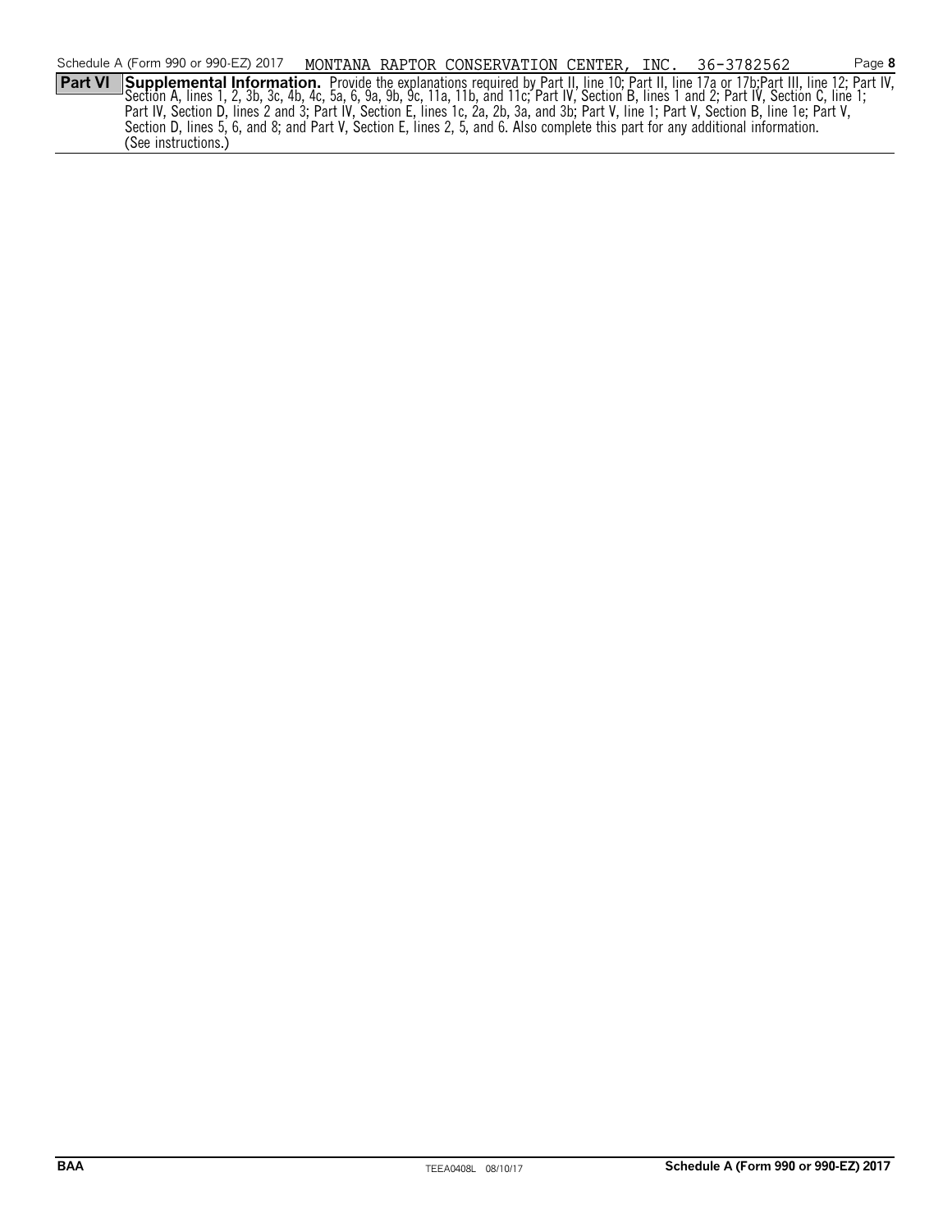Schedule A (Form 990 or 990-EZ) 2017 MONTANA RAPTOR CONSERVATION CENTER, INC. 36-3782562

**Part VI** **Supplemental Information.** Provide the explanations required by Part II, line 10; Part II, line 17a or 17b;Part III, line 12; Part IV, Section A, lines 1, 2, 3b, 3c, 4b, 4c, 5a, 6, 9a, 9b, 9c, 11a, 11b, and 11c; Part IV, Section B, lines 1 and 2; Part IV, Section C, line 1; Part IV, Section D, lines 2 and 3; Part IV, Section E, lines 1c, 2a, 2b, 3a, and 3b; Part V, line 1; Part V, Section B, line 1e; Part V, Section D, lines 5, 6, and 8; and Part V, Section E, lines 2, 5, and 6. Also complete this part for any additional information. (See instructions.)

BAA TEEA0408L 08/10/17 **Schedule A (Form 990 or 990-EZ) 2017**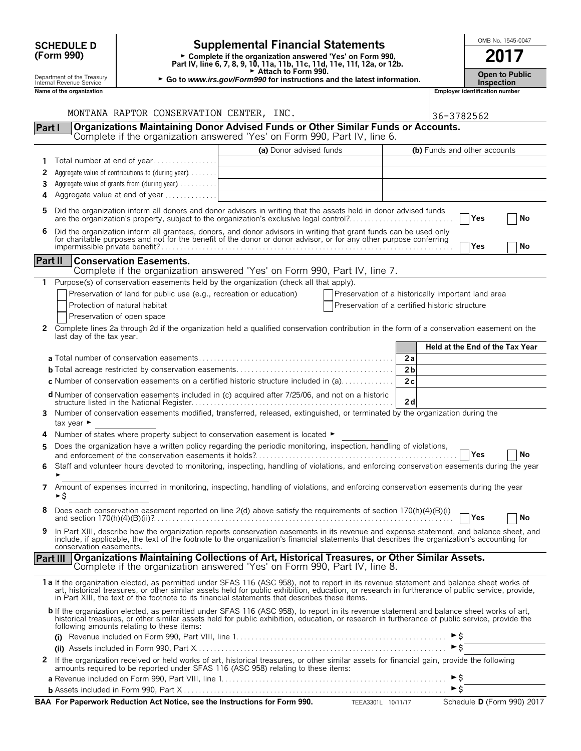**SCHEDULE D (Form 990)**

Department of the Treasury
Internal Revenue Service

# Supplemental Financial Statements

► Complete if the organization answered 'Yes' on Form 990, Part IV, line 6, 7, 8, 9, 10, 11a, 11b, 11c, 11d, 11e, 11f, 12a, or 12b.
► Attach to Form 990.
► Go to *www.irs.gov/Form990* for instructions and the latest information.

OMB No. 1545-0047

**2017**

**Open to Public Inspection**

**Name of the organization**
MONTANA RAPTOR CONSERVATION CENTER, INC.

**Employer identification number**
36-3782562

## Part I Organizations Maintaining Donor Advised Funds or Other Similar Funds or Accounts.
Complete if the organization answered 'Yes' on Form 990, Part IV, line 6.

| | | (a) Donor advised funds | (b) Funds and other accounts |
|---|---|---|---|
| 1 | Total number at end of year | | |
| 2 | Aggregate value of contributions to (during year) | | |
| 3 | Aggregate value of grants from (during year) | | |
| 4 | Aggregate value at end of year | | |

5 Did the organization inform all donors and donor advisors in writing that the assets held in donor advised funds are the organization's property, subject to the organization's exclusive legal control? ☐ Yes ☐ No

6 Did the organization inform all grantees, donors, and donor advisors in writing that grant funds can be used only for charitable purposes and not for the benefit of the donor or donor advisor, or for any other purpose conferring impermissible private benefit? ☐ Yes ☐ No

## Part II Conservation Easements.
Complete if the organization answered 'Yes' on Form 990, Part IV, line 7.

1 Purpose(s) of conservation easements held by the organization (check all that apply).

☐ Preservation of land for public use (e.g., recreation or education)
☐ Protection of natural habitat
☐ Preservation of open space
☐ Preservation of a historically important land area
☐ Preservation of a certified historic structure

2 Complete lines 2a through 2d if the organization held a qualified conservation contribution in the form of a conservation easement on the last day of the tax year.

| | | Held at the End of the Tax Year |
|---|---|---|
| **a** Total number of conservation easements | 2a | |
| **b** Total acreage restricted by conservation easements | 2b | |
| **c** Number of conservation easements on a certified historic structure included in (a) | 2c | |
| **d** Number of conservation easements included in (c) acquired after 7/25/06, and not on a historic structure listed in the National Register | 2d | |

3 Number of conservation easements modified, transferred, released, extinguished, or terminated by the organization during the tax year ►

4 Number of states where property subject to conservation easement is located ►

5 Does the organization have a written policy regarding the periodic monitoring, inspection, handling of violations, and enforcement of the conservation easements it holds? ☐ Yes ☐ No

6 Staff and volunteer hours devoted to monitoring, inspecting, handling of violations, and enforcing conservation easements during the year ►

7 Amount of expenses incurred in monitoring, inspecting, handling of violations, and enforcing conservation easements during the year ►$

8 Does each conservation easement reported on line 2(d) above satisfy the requirements of section 170(h)(4)(B)(i) and section 170(h)(4)(B)(ii)? ☐ Yes ☐ No

9 In Part XIII, describe how the organization reports conservation easements in its revenue and expense statement, and balance sheet, and include, if applicable, the text of the footnote to the organization's financial statements that describes the organization's accounting for conservation easements.

## Part III Organizations Maintaining Collections of Art, Historical Treasures, or Other Similar Assets.
Complete if the organization answered 'Yes' on Form 990, Part IV, line 8.

1a If the organization elected, as permitted under SFAS 116 (ASC 958), not to report in its revenue statement and balance sheet works of art, historical treasures, or other similar assets held for public exhibition, education, or research in furtherance of public service, provide, in Part XIII, the text of the footnote to its financial statements that describes these items.

**b** If the organization elected, as permitted under SFAS 116 (ASC 958), to report in its revenue statement and balance sheet works of art, historical treasures, or other similar assets held for public exhibition, education, or research in furtherance of public service, provide the following amounts relating to these items:

(i) Revenue included on Form 990, Part VIII, line 1 ►$

(ii) Assets included in Form 990, Part X ►$

2 If the organization received or held works of art, historical treasures, or other similar assets for financial gain, provide the following amounts required to be reported under SFAS 116 (ASC 958) relating to these items:

**a** Revenue included on Form 990, Part VIII, line 1 ►$

**b** Assets included in Form 990, Part X ►$

**BAA For Paperwork Reduction Act Notice, see the Instructions for Form 990.** TEEA3301L 10/11/17 Schedule **D** (Form 990) 2017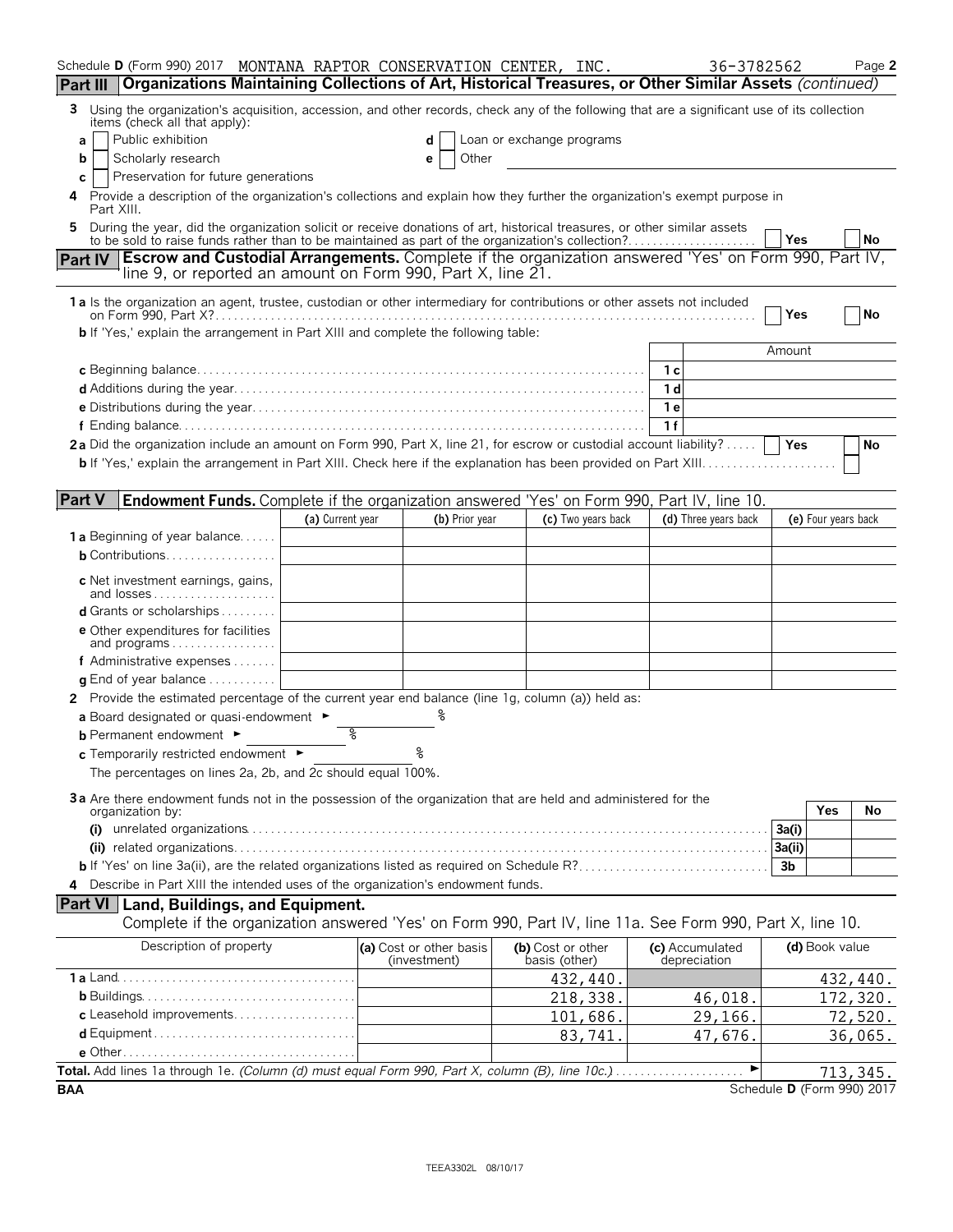Schedule D (Form 990) 2017 MONTANA RAPTOR CONSERVATION CENTER, INC. 36-3782562 Page 2

**Part III Organizations Maintaining Collections of Art, Historical Treasures, or Other Similar Assets** *(continued)*

3 Using the organization's acquisition, accession, and other records, check any of the following that are a significant use of its collection items (check all that apply):

- a ☐ Public exhibition
- b ☐ Scholarly research
- c ☐ Preservation for future generations
- d ☐ Loan or exchange programs
- e ☐ Other

4 Provide a description of the organization's collections and explain how they further the organization's exempt purpose in Part XIII.

5 During the year, did the organization solicit or receive donations of art, historical treasures, or other similar assets to be sold to raise funds rather than to be maintained as part of the organization's collection? ☐ Yes ☐ No

**Part IV Escrow and Custodial Arrangements.** Complete if the organization answered 'Yes' on Form 990, Part IV, line 9, or reported an amount on Form 990, Part X, line 21.

1a Is the organization an agent, trustee, custodian or other intermediary for contributions or other assets not included on Form 990, Part X? ☐ Yes ☐ No

b If 'Yes,' explain the arrangement in Part XIII and complete the following table:

| | | Amount |
|---|---|---|
| c Beginning balance | 1c | |
| d Additions during the year | 1d | |
| e Distributions during the year | 1e | |
| f Ending balance | 1f | |

2a Did the organization include an amount on Form 990, Part X, line 21, for escrow or custodial account liability? ☐ Yes ☐ No

b If 'Yes,' explain the arrangement in Part XIII. Check here if the explanation has been provided on Part XIII ☐

**Part V Endowment Funds.** Complete if the organization answered 'Yes' on Form 990, Part IV, line 10.

| | (a) Current year | (b) Prior year | (c) Two years back | (d) Three years back | (e) Four years back |
|---|---|---|---|---|---|
| 1a Beginning of year balance | | | | | |
| b Contributions | | | | | |
| c Net investment earnings, gains, and losses | | | | | |
| d Grants or scholarships | | | | | |
| e Other expenditures for facilities and programs | | | | | |
| f Administrative expenses | | | | | |
| g End of year balance | | | | | |

2 Provide the estimated percentage of the current year end balance (line 1g, column (a)) held as:

a Board designated or quasi-endowment ► %

b Permanent endowment ► %

c Temporarily restricted endowment ► %

The percentages on lines 2a, 2b, and 2c should equal 100%.

3a Are there endowment funds not in the possession of the organization that are held and administered for the organization by:

| | | Yes | No |
|---|---|---|---|
| (i) unrelated organizations | 3a(i) | | |
| (ii) related organizations | 3a(ii) | | |
| b If 'Yes' on line 3a(ii), are the related organizations listed as required on Schedule R? | 3b | | |

4 Describe in Part XIII the intended uses of the organization's endowment funds.

**Part VI Land, Buildings, and Equipment.**

Complete if the organization answered 'Yes' on Form 990, Part IV, line 11a. See Form 990, Part X, line 10.

| Description of property | (a) Cost or other basis (investment) | (b) Cost or other basis (other) | (c) Accumulated depreciation | (d) Book value |
|---|---|---|---|---|
| 1a Land | | 432,440. | | 432,440. |
| b Buildings | | 218,338. | 46,018. | 172,320. |
| c Leasehold improvements | | 101,686. | 29,166. | 72,520. |
| d Equipment | | 83,741. | 47,676. | 36,065. |
| e Other | | | | |
| **Total.** Add lines 1a through 1e. *(Column (d) must equal Form 990, Part X, column (B), line 10c.)* ► | | | | 713,345. |

BAA Schedule D (Form 990) 2017

TEEA3302L 08/10/17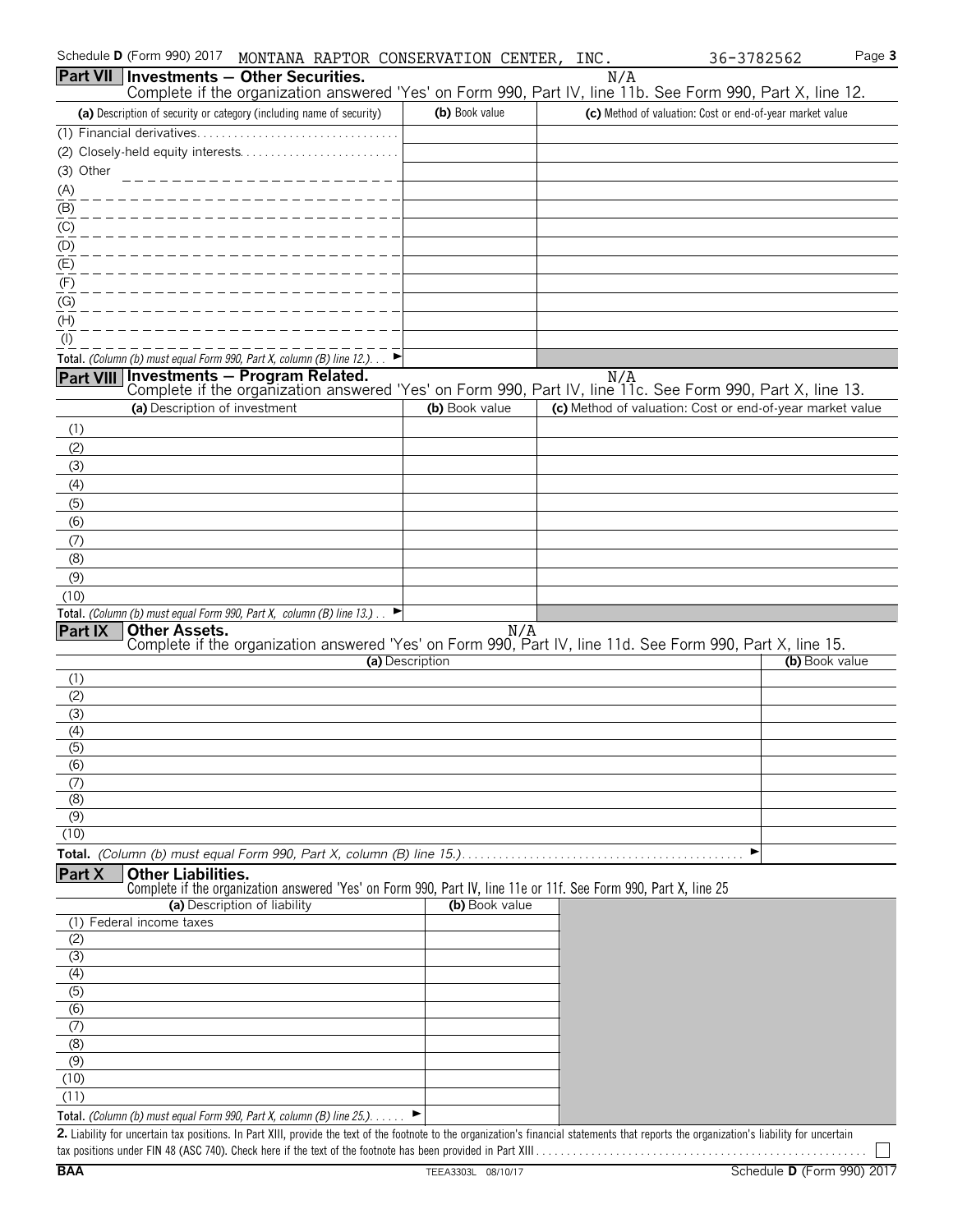Schedule D (Form 990) 2017 MONTANA RAPTOR CONSERVATION CENTER, INC. 36-3782562

## Part VII Investments — Other Securities.

N/A

Complete if the organization answered 'Yes' on Form 990, Part IV, line 11b. See Form 990, Part X, line 12.

| (a) Description of security or category (including name of security) | (b) Book value | (c) Method of valuation: Cost or end-of-year market value |
|---|---|---|
| (1) Financial derivatives | | |
| (2) Closely-held equity interests | | |
| (3) Other | | |
| (A) | | |
| (B) | | |
| (C) | | |
| (D) | | |
| (E) | | |
| (F) | | |
| (G) | | |
| (H) | | |
| (I) | | |
| **Total.** *(Column (b) must equal Form 990, Part X, column (B) line 12.)* ► | | |

## Part VIII Investments — Program Related.

N/A

Complete if the organization answered 'Yes' on Form 990, Part IV, line 11c. See Form 990, Part X, line 13.

| (a) Description of investment | (b) Book value | (c) Method of valuation: Cost or end-of-year market value |
|---|---|---|
| (1) | | |
| (2) | | |
| (3) | | |
| (4) | | |
| (5) | | |
| (6) | | |
| (7) | | |
| (8) | | |
| (9) | | |
| (10) | | |
| **Total.** *(Column (b) must equal Form 990, Part X, column (B) line 13.)* ► | | |

## Part IX Other Assets.

N/A

Complete if the organization answered 'Yes' on Form 990, Part IV, line 11d. See Form 990, Part X, line 15.

| (a) Description | (b) Book value |
|---|---|
| (1) | |
| (2) | |
| (3) | |
| (4) | |
| (5) | |
| (6) | |
| (7) | |
| (8) | |
| (9) | |
| (10) | |
| **Total.** *(Column (b) must equal Form 990, Part X, column (B) line 15.)* ► | |

## Part X Other Liabilities.

Complete if the organization answered 'Yes' on Form 990, Part IV, line 11e or 11f. See Form 990, Part X, line 25

| (a) Description of liability | (b) Book value |
|---|---|
| (1) Federal income taxes | |
| (2) | |
| (3) | |
| (4) | |
| (5) | |
| (6) | |
| (7) | |
| (8) | |
| (9) | |
| (10) | |
| (11) | |
| **Total.** *(Column (b) must equal Form 990, Part X, column (B) line 25.)* ► | |

**2.** Liability for uncertain tax positions. In Part XIII, provide the text of the footnote to the organization's financial statements that reports the organization's liability for uncertain tax positions under FIN 48 (ASC 740). Check here if the text of the footnote has been provided in Part XIII ☐

BAA TEEA3303L 08/10/17 Schedule D (Form 990) 2017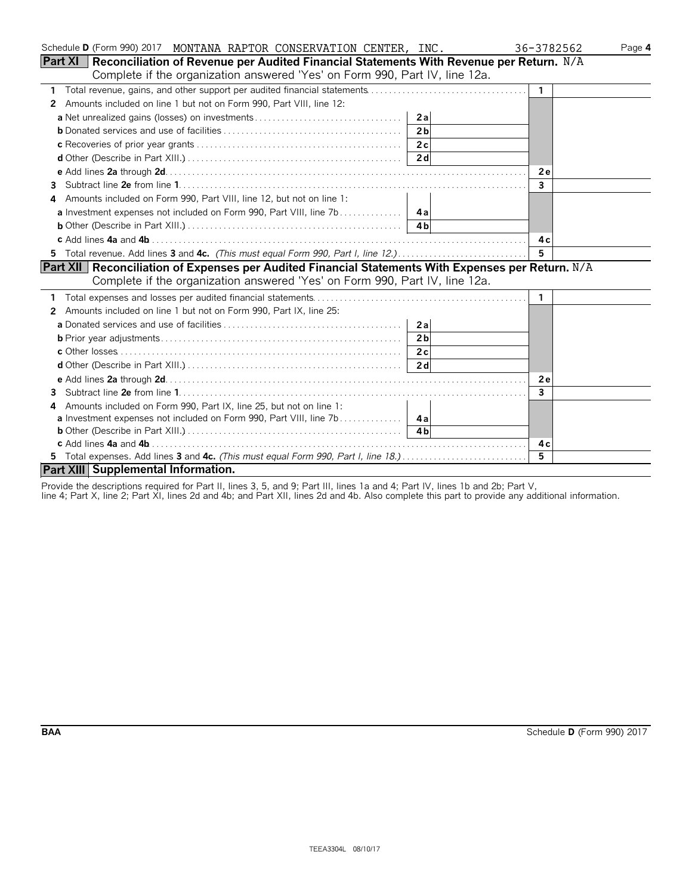Schedule D (Form 990) 2017 MONTANA RAPTOR CONSERVATION CENTER, INC. 36-3782562

## Part XI Reconciliation of Revenue per Audited Financial Statements With Revenue per Return. N/A

Complete if the organization answered 'Yes' on Form 990, Part IV, line 12a.

| | | | | |
|---|---|---|---|---|
| **1** | Total revenue, gains, and other support per audited financial statements | | **1** | |
| **2** | Amounts included on line 1 but not on Form 990, Part VIII, line 12: | | | |
| | **a** Net unrealized gains (losses) on investments | **2a** | | |
| | **b** Donated services and use of facilities | **2b** | | |
| | **c** Recoveries of prior year grants | **2c** | | |
| | **d** Other (Describe in Part XIII.) | **2d** | | |
| | **e** Add lines **2a** through **2d** | | **2e** | |
| **3** | Subtract line **2e** from line **1** | | **3** | |
| **4** | Amounts included on Form 990, Part VIII, line 12, but not on line 1: | | | |
| | **a** Investment expenses not included on Form 990, Part VIII, line 7b | **4a** | | |
| | **b** Other (Describe in Part XIII.) | **4b** | | |
| | **c** Add lines **4a** and **4b** | | **4c** | |
| **5** | Total revenue. Add lines **3** and **4c.** *(This must equal Form 990, Part I, line 12.)* | | **5** | |

## Part XII Reconciliation of Expenses per Audited Financial Statements With Expenses per Return. N/A

Complete if the organization answered 'Yes' on Form 990, Part IV, line 12a.

| | | | | |
|---|---|---|---|---|
| **1** | Total expenses and losses per audited financial statements | | **1** | |
| **2** | Amounts included on line 1 but not on Form 990, Part IX, line 25: | | | |
| | **a** Donated services and use of facilities | **2a** | | |
| | **b** Prior year adjustments | **2b** | | |
| | **c** Other losses | **2c** | | |
| | **d** Other (Describe in Part XIII.) | **2d** | | |
| | **e** Add lines **2a** through **2d** | | **2e** | |
| **3** | Subtract line **2e** from line **1** | | **3** | |
| **4** | Amounts included on Form 990, Part IX, line 25, but not on line 1: | | | |
| | **a** Investment expenses not included on Form 990, Part VIII, line 7b | **4a** | | |
| | **b** Other (Describe in Part XIII.) | **4b** | | |
| | **c** Add lines **4a** and **4b** | | **4c** | |
| **5** | Total expenses. Add lines **3** and **4c.** *(This must equal Form 990, Part I, line 18.)* | | **5** | |

## Part XIII Supplemental Information.

Provide the descriptions required for Part II, lines 3, 5, and 9; Part III, lines 1a and 4; Part IV, lines 1b and 2b; Part V, line 4; Part X, line 2; Part XI, lines 2d and 4b; and Part XII, lines 2d and 4b. Also complete this part to provide any additional information.

BAA Schedule D (Form 990) 2017

TEEA3304L 08/10/17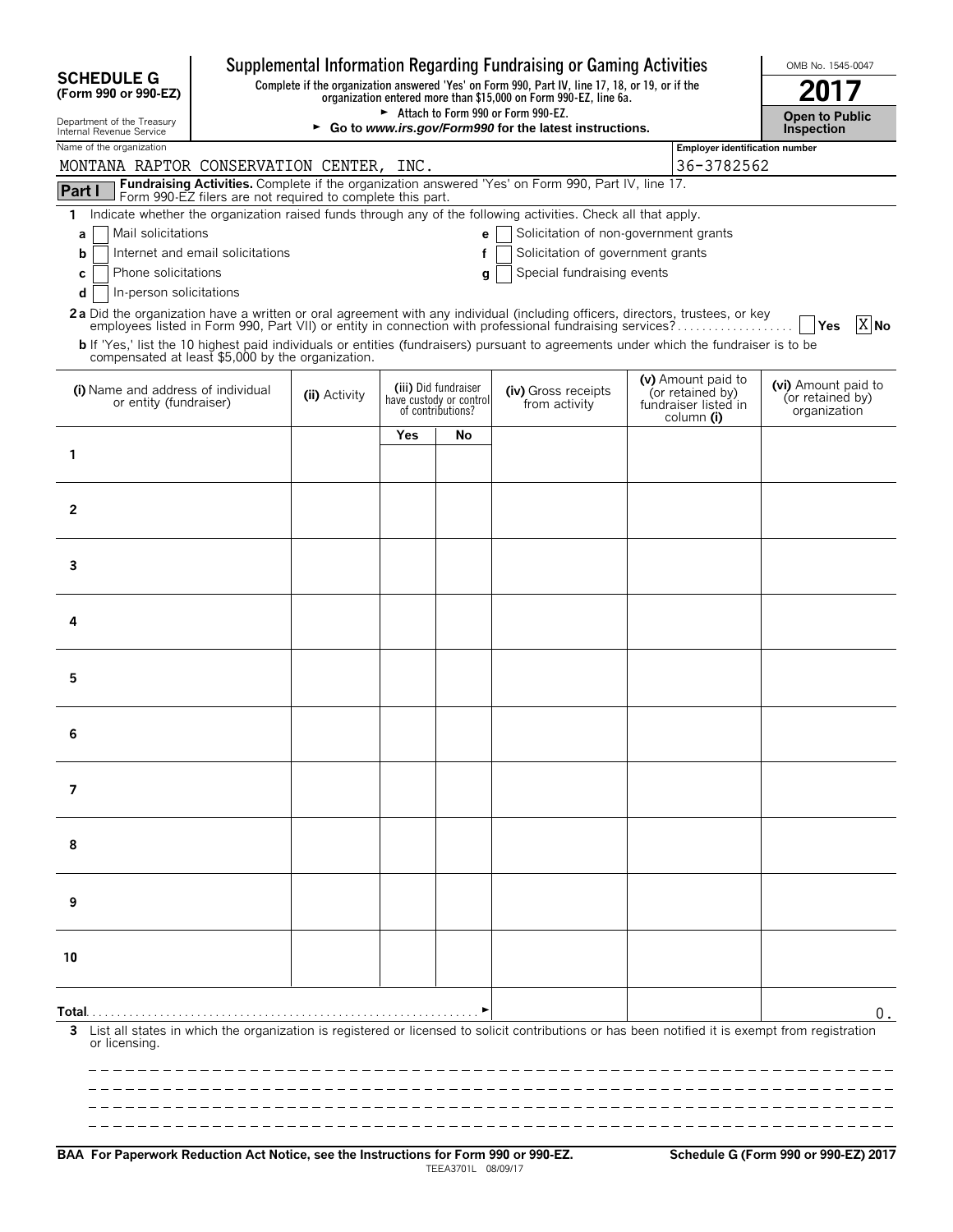**SCHEDULE G (Form 990 or 990-EZ)**

Department of the Treasury
Internal Revenue Service

# Supplemental Information Regarding Fundraising or Gaming Activities

**Complete if the organization answered 'Yes' on Form 990, Part IV, line 17, 18, or 19, or if the organization entered more than $15,000 on Form 990-EZ, line 6a.**

► Attach to Form 990 or Form 990-EZ.

► **Go to *www.irs.gov/Form990* for the latest instructions.**

OMB No. 1545-0047

**2017**

**Open to Public Inspection**

Name of the organization: MONTANA RAPTOR CONSERVATION CENTER, INC.

Employer identification number: 36-3782562

**Part I** **Fundraising Activities.** Complete if the organization answered 'Yes' on Form 990, Part IV, line 17. Form 990-EZ filers are not required to complete this part.

1 Indicate whether the organization raised funds through any of the following activities. Check all that apply.

- a [ ] Mail solicitations
- b [ ] Internet and email solicitations
- c [ ] Phone solicitations
- d [ ] In-person solicitations
- e [ ] Solicitation of non-government grants
- f [ ] Solicitation of government grants
- g [ ] Special fundraising events

**2a** Did the organization have a written or oral agreement with any individual (including officers, directors, trustees, or key employees listed in Form 990, Part VII) or entity in connection with professional fundraising services? [ ] Yes [X] No

**b** If 'Yes,' list the 10 highest paid individuals or entities (fundraisers) pursuant to agreements under which the fundraiser is to be compensated at least $5,000 by the organization.

| | (i) Name and address of individual or entity (fundraiser) | (ii) Activity | (iii) Did fundraiser have custody or control of contributions? Yes | No | (iv) Gross receipts from activity | (v) Amount paid to (or retained by) fundraiser listed in column (i) | (vi) Amount paid to (or retained by) organization |
|---|---|---|---|---|---|---|---|
| 1 | | | | | | | |
| 2 | | | | | | | |
| 3 | | | | | | | |
| 4 | | | | | | | |
| 5 | | | | | | | |
| 6 | | | | | | | |
| 7 | | | | | | | |
| 8 | | | | | | | |
| 9 | | | | | | | |
| 10 | | | | | | | |
| **Total** ► | | | | | | | 0. |

3 List all states in which the organization is registered or licensed to solicit contributions or has been notified it is exempt from registration or licensing.

**BAA For Paperwork Reduction Act Notice, see the Instructions for Form 990 or 990-EZ.** TEEA3701L 08/09/17 **Schedule G (Form 990 or 990-EZ) 2017**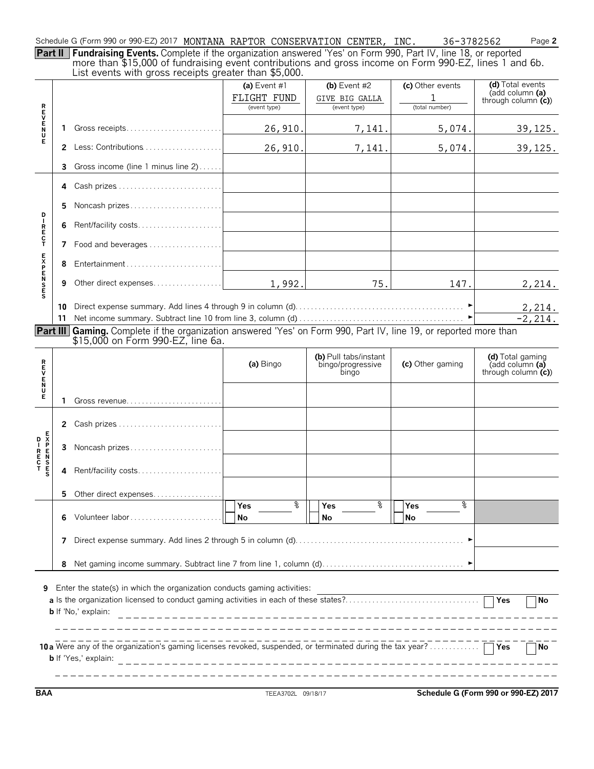Schedule G (Form 990 or 990-EZ) 2017 MONTANA RAPTOR CONSERVATION CENTER, INC. 36-3782562 Page **2**

**Part II** **Fundraising Events.** Complete if the organization answered 'Yes' on Form 990, Part IV, line 18, or reported more than $15,000 of fundraising event contributions and gross income on Form 990-EZ, lines 1 and 6b. List events with gross receipts greater than $5,000.

| | | | (a) Event #1 | (b) Event #2 | (c) Other events | (d) Total events (add column (a) through column (c)) |
|---|---|---|---|---|---|---|
| | | | FLIGHT FUND (event type) | GIVE BIG GALLA (event type) | 1 (total number) | |
| REVENUE | 1 | Gross receipts | 26,910. | 7,141. | 5,074. | 39,125. |
| | 2 | Less: Contributions | 26,910. | 7,141. | 5,074. | 39,125. |
| | 3 | Gross income (line 1 minus line 2) | | | | |
| DIRECT EXPENSES | 4 | Cash prizes | | | | |
| | 5 | Noncash prizes | | | | |
| | 6 | Rent/facility costs | | | | |
| | 7 | Food and beverages | | | | |
| | 8 | Entertainment | | | | |
| | 9 | Other direct expenses | 1,992. | 75. | 147. | 2,214. |
| | 10 | Direct expense summary. Add lines 4 through 9 in column (d) | | | ► | 2,214. |
| | 11 | Net income summary. Subtract line 10 from line 3, column (d) | | | ► | -2,214. |

**Part III** **Gaming.** Complete if the organization answered 'Yes' on Form 990, Part IV, line 19, or reported more than $15,000 on Form 990-EZ, line 6a.

| | | | (a) Bingo | (b) Pull tabs/instant bingo/progressive bingo | (c) Other gaming | (d) Total gaming (add column (a) through column (c)) |
|---|---|---|---|---|---|---|
| REVENUE | 1 | Gross revenue | | | | |
| DIRECT EXPENSES | 2 | Cash prizes | | | | |
| | 3 | Noncash prizes | | | | |
| | 4 | Rent/facility costs | | | | |
| | 5 | Other direct expenses | | | | |
| | 6 | Volunteer labor | ☐ Yes ___ % ☐ No | ☐ Yes ___ % ☐ No | ☐ Yes ___ % ☐ No | |
| | 7 | Direct expense summary. Add lines 2 through 5 in column (d) | | | ► | |
| | 8 | Net gaming income summary. Subtract line 7 from line 1, column (d) | | | ► | |

**9** Enter the state(s) in which the organization conducts gaming activities: ______

**a** Is the organization licensed to conduct gaming activities in each of these states? ☐ Yes ☐ No

**b** If 'No,' explain: ______

**10a** Were any of the organization's gaming licenses revoked, suspended, or terminated during the tax year? ☐ Yes ☐ No

**b** If 'Yes,' explain: ______

BAA TEEA3702L 09/18/17 **Schedule G (Form 990 or 990-EZ) 2017**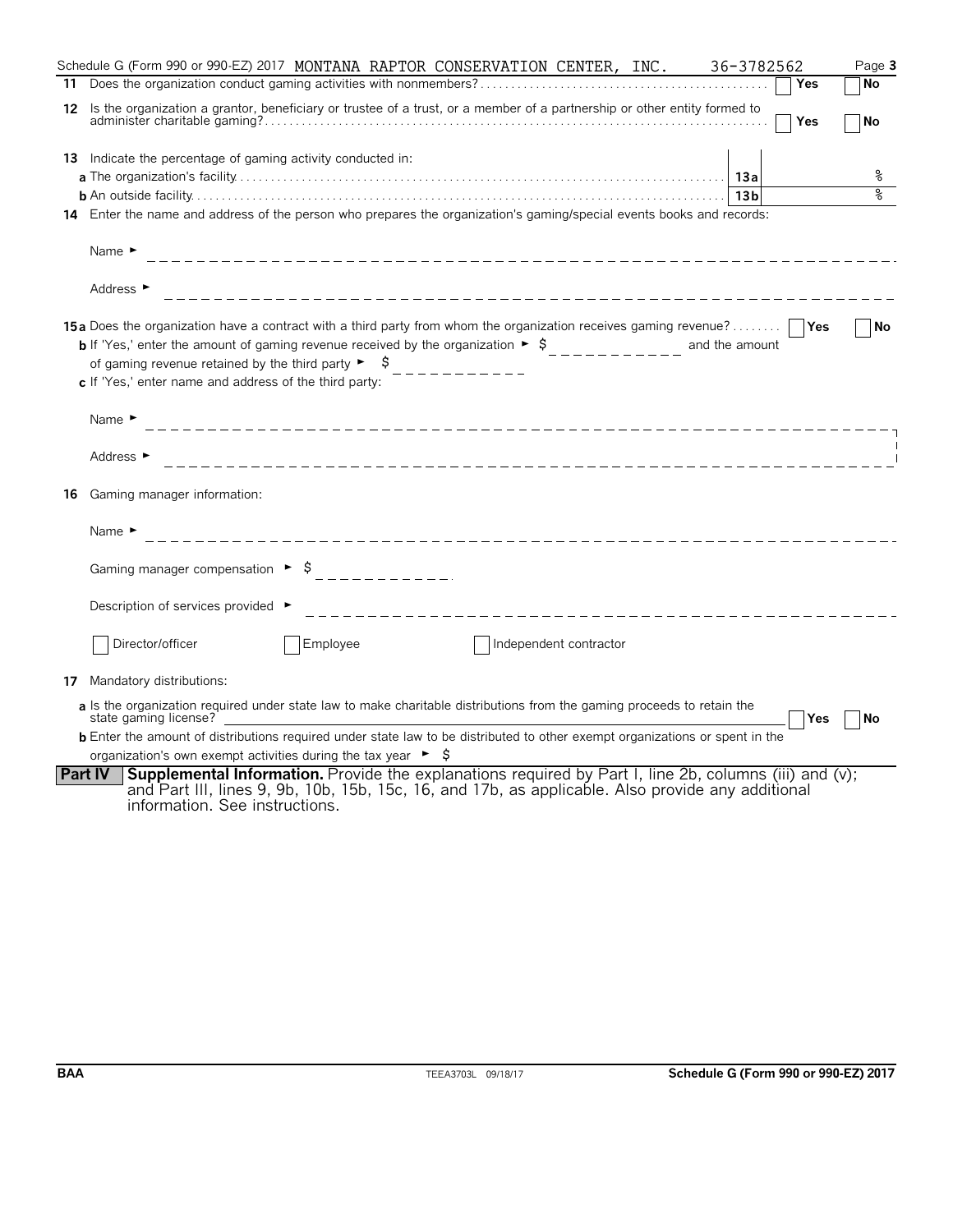Schedule G (Form 990 or 990-EZ) 2017 MONTANA RAPTOR CONSERVATION CENTER, INC. 36-3782562 Page **3**

**11** Does the organization conduct gaming activities with nonmembers? ☐ Yes ☐ No

**12** Is the organization a grantor, beneficiary or trustee of a trust, or a member of a partnership or other entity formed to administer charitable gaming? ☐ Yes ☐ No

**13** Indicate the percentage of gaming activity conducted in:

**a** The organization's facility . . . **13a** %

**b** An outside facility . . . **13b** %

**14** Enter the name and address of the person who prepares the organization's gaming/special events books and records:

Name ►

Address ►

**15a** Does the organization have a contract with a third party from whom the organization receives gaming revenue? ☐ Yes ☐ No

**b** If 'Yes,' enter the amount of gaming revenue received by the organization ► $ ______ and the amount of gaming revenue retained by the third party ► $ ______

**c** If 'Yes,' enter name and address of the third party:

Name ►

Address ►

**16** Gaming manager information:

Name ►

Gaming manager compensation ► $

Description of services provided ►

☐ Director/officer ☐ Employee ☐ Independent contractor

**17** Mandatory distributions:

**a** Is the organization required under state law to make charitable distributions from the gaming proceeds to retain the state gaming license? ☐ Yes ☐ No

**b** Enter the amount of distributions required under state law to be distributed to other exempt organizations or spent in the organization's own exempt activities during the tax year ► $

**Part IV** **Supplemental Information.** Provide the explanations required by Part I, line 2b, columns (iii) and (v); and Part III, lines 9, 9b, 10b, 15b, 15c, 16, and 17b, as applicable. Also provide any additional information. See instructions.

**BAA** TEEA3703L 09/18/17 **Schedule G (Form 990 or 990-EZ) 2017**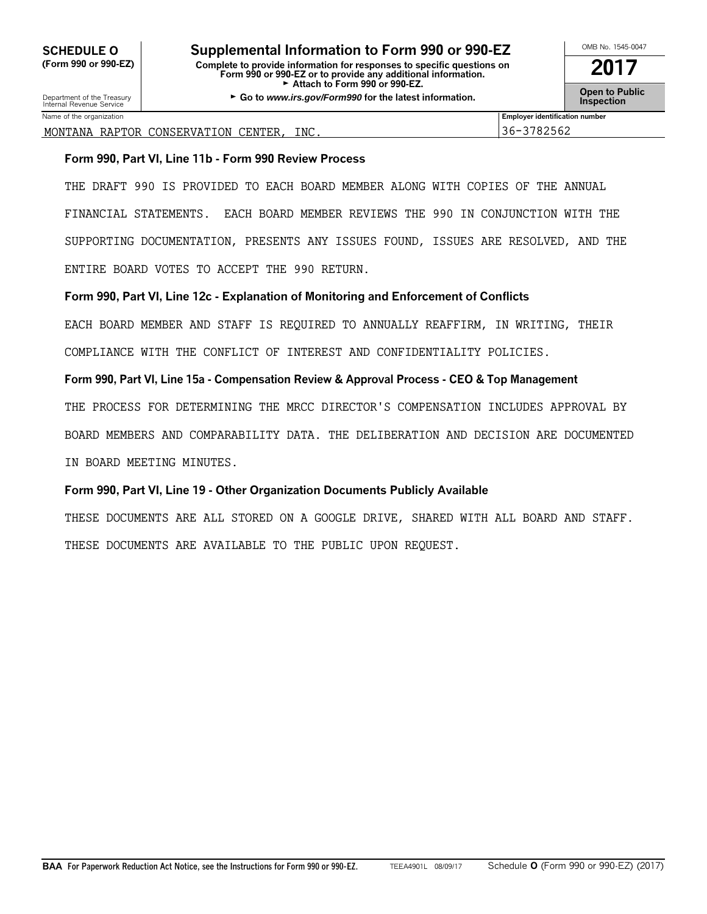**SCHEDULE O**
**(Form 990 or 990-EZ)**

Department of the Treasury
Internal Revenue Service

# Supplemental Information to Form 990 or 990-EZ

**Complete to provide information for responses to specific questions on Form 990 or 990-EZ or to provide any additional information.**
**► Attach to Form 990 or 990-EZ.**
**► Go to *www.irs.gov/Form990* for the latest information.**

OMB No. 1545-0047

**2017**

**Open to Public Inspection**

| Name of the organization | Employer identification number |
|---|---|
| MONTANA RAPTOR CONSERVATION CENTER, INC. | 36-3782562 |

**Form 990, Part VI, Line 11b - Form 990 Review Process**

THE DRAFT 990 IS PROVIDED TO EACH BOARD MEMBER ALONG WITH COPIES OF THE ANNUAL FINANCIAL STATEMENTS. EACH BOARD MEMBER REVIEWS THE 990 IN CONJUNCTION WITH THE SUPPORTING DOCUMENTATION, PRESENTS ANY ISSUES FOUND, ISSUES ARE RESOLVED, AND THE ENTIRE BOARD VOTES TO ACCEPT THE 990 RETURN.

**Form 990, Part VI, Line 12c - Explanation of Monitoring and Enforcement of Conflicts**

EACH BOARD MEMBER AND STAFF IS REQUIRED TO ANNUALLY REAFFIRM, IN WRITING, THEIR COMPLIANCE WITH THE CONFLICT OF INTEREST AND CONFIDENTIALITY POLICIES.

**Form 990, Part VI, Line 15a - Compensation Review & Approval Process - CEO & Top Management**

THE PROCESS FOR DETERMINING THE MRCC DIRECTOR'S COMPENSATION INCLUDES APPROVAL BY BOARD MEMBERS AND COMPARABILITY DATA. THE DELIBERATION AND DECISION ARE DOCUMENTED IN BOARD MEETING MINUTES.

**Form 990, Part VI, Line 19 - Other Organization Documents Publicly Available**

THESE DOCUMENTS ARE ALL STORED ON A GOOGLE DRIVE, SHARED WITH ALL BOARD AND STAFF. THESE DOCUMENTS ARE AVAILABLE TO THE PUBLIC UPON REQUEST.

**BAA For Paperwork Reduction Act Notice, see the Instructions for Form 990 or 990-EZ.** TEEA4901L 08/09/17 Schedule **O** (Form 990 or 990-EZ) (2017)